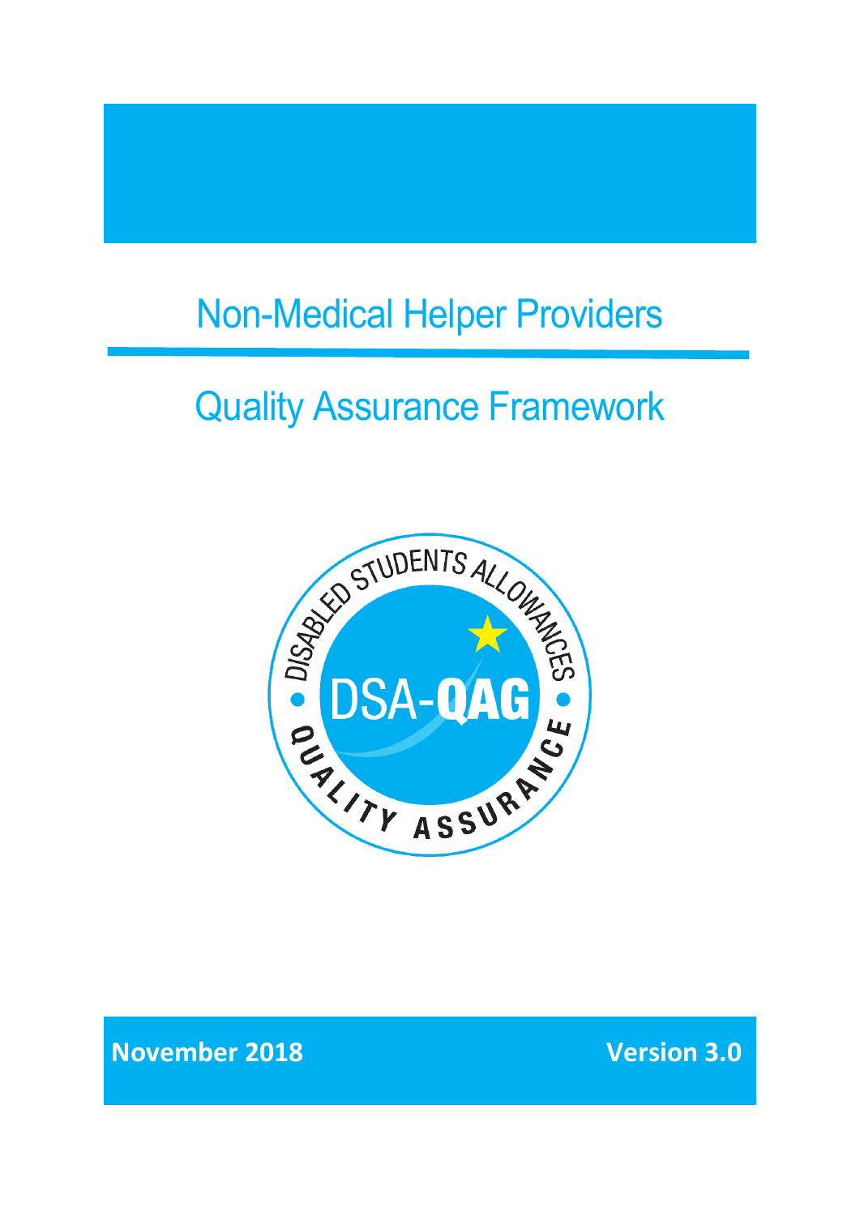# Non-Medical Helper Providers

## Quality Assurance Framework

**November 2018** **Version 3.0**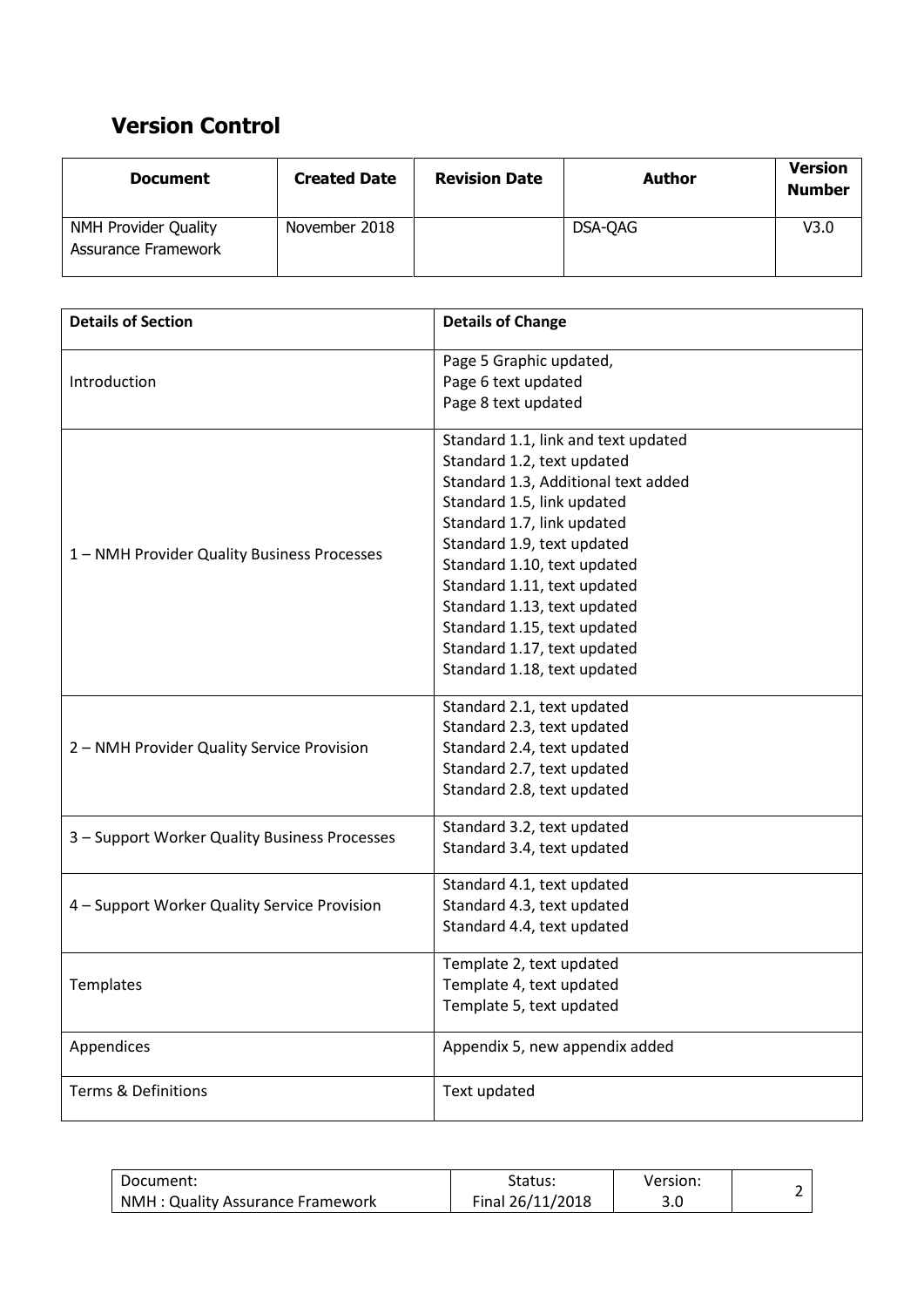## Version Control

| Document | Created Date | Revision Date | Author | Version Number |
|---|---|---|---|---|
| NMH Provider Quality Assurance Framework | November 2018 | | DSA-QAG | V3.0 |

| Details of Section | Details of Change |
|---|---|
| Introduction | Page 5 Graphic updated,<br>Page 6 text updated<br>Page 8 text updated |
| 1 – NMH Provider Quality Business Processes | Standard 1.1, link and text updated<br>Standard 1.2, text updated<br>Standard 1.3, Additional text added<br>Standard 1.5, link updated<br>Standard 1.7, link updated<br>Standard 1.9, text updated<br>Standard 1.10, text updated<br>Standard 1.11, text updated<br>Standard 1.13, text updated<br>Standard 1.15, text updated<br>Standard 1.17, text updated<br>Standard 1.18, text updated |
| 2 – NMH Provider Quality Service Provision | Standard 2.1, text updated<br>Standard 2.3, text updated<br>Standard 2.4, text updated<br>Standard 2.7, text updated<br>Standard 2.8, text updated |
| 3 – Support Worker Quality Business Processes | Standard 3.2, text updated<br>Standard 3.4, text updated |
| 4 – Support Worker Quality Service Provision | Standard 4.1, text updated<br>Standard 4.3, text updated<br>Standard 4.4, text updated |
| Templates | Template 2, text updated<br>Template 4, text updated<br>Template 5, text updated |
| Appendices | Appendix 5, new appendix added |
| Terms & Definitions | Text updated |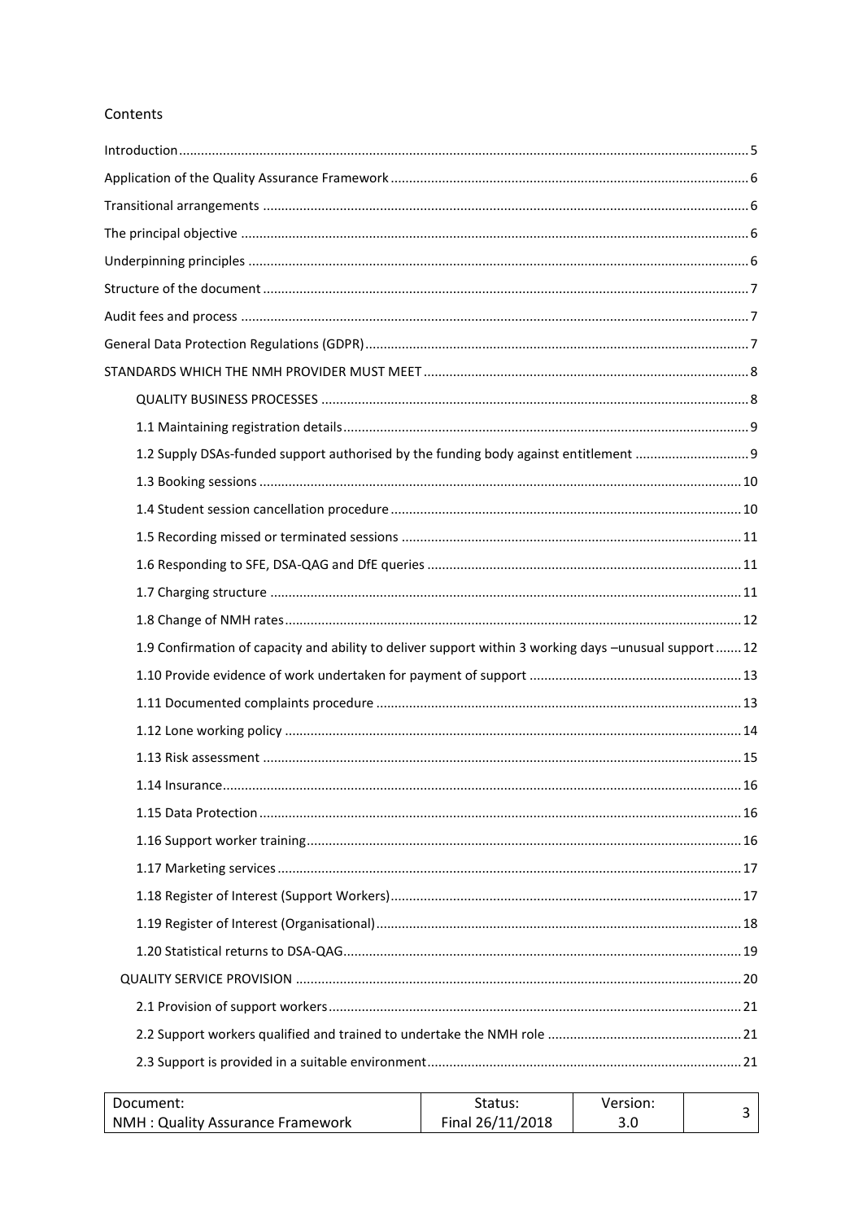## Contents

- Introduction ... 5
- Application of the Quality Assurance Framework ... 6
- Transitional arrangements ... 6
- The principal objective ... 6
- Underpinning principles ... 6
- Structure of the document ... 7
- Audit fees and process ... 7
- General Data Protection Regulations (GDPR) ... 7
- STANDARDS WHICH THE NMH PROVIDER MUST MEET ... 8
  - QUALITY BUSINESS PROCESSES ... 8
    - 1.1 Maintaining registration details ... 9
    - 1.2 Supply DSAs-funded support authorised by the funding body against entitlement ... 9
    - 1.3 Booking sessions ... 10
    - 1.4 Student session cancellation procedure ... 10
    - 1.5 Recording missed or terminated sessions ... 11
    - 1.6 Responding to SFE, DSA-QAG and DfE queries ... 11
    - 1.7 Charging structure ... 11
    - 1.8 Change of NMH rates ... 12
    - 1.9 Confirmation of capacity and ability to deliver support within 3 working days –unusual support ... 12
    - 1.10 Provide evidence of work undertaken for payment of support ... 13
    - 1.11 Documented complaints procedure ... 13
    - 1.12 Lone working policy ... 14
    - 1.13 Risk assessment ... 15
    - 1.14 Insurance ... 16
    - 1.15 Data Protection ... 16
    - 1.16 Support worker training ... 16
    - 1.17 Marketing services ... 17
    - 1.18 Register of Interest (Support Workers) ... 17
    - 1.19 Register of Interest (Organisational) ... 18
    - 1.20 Statistical returns to DSA-QAG ... 19
  - QUALITY SERVICE PROVISION ... 20
    - 2.1 Provision of support workers ... 21
    - 2.2 Support workers qualified and trained to undertake the NMH role ... 21
    - 2.3 Support is provided in a suitable environment ... 21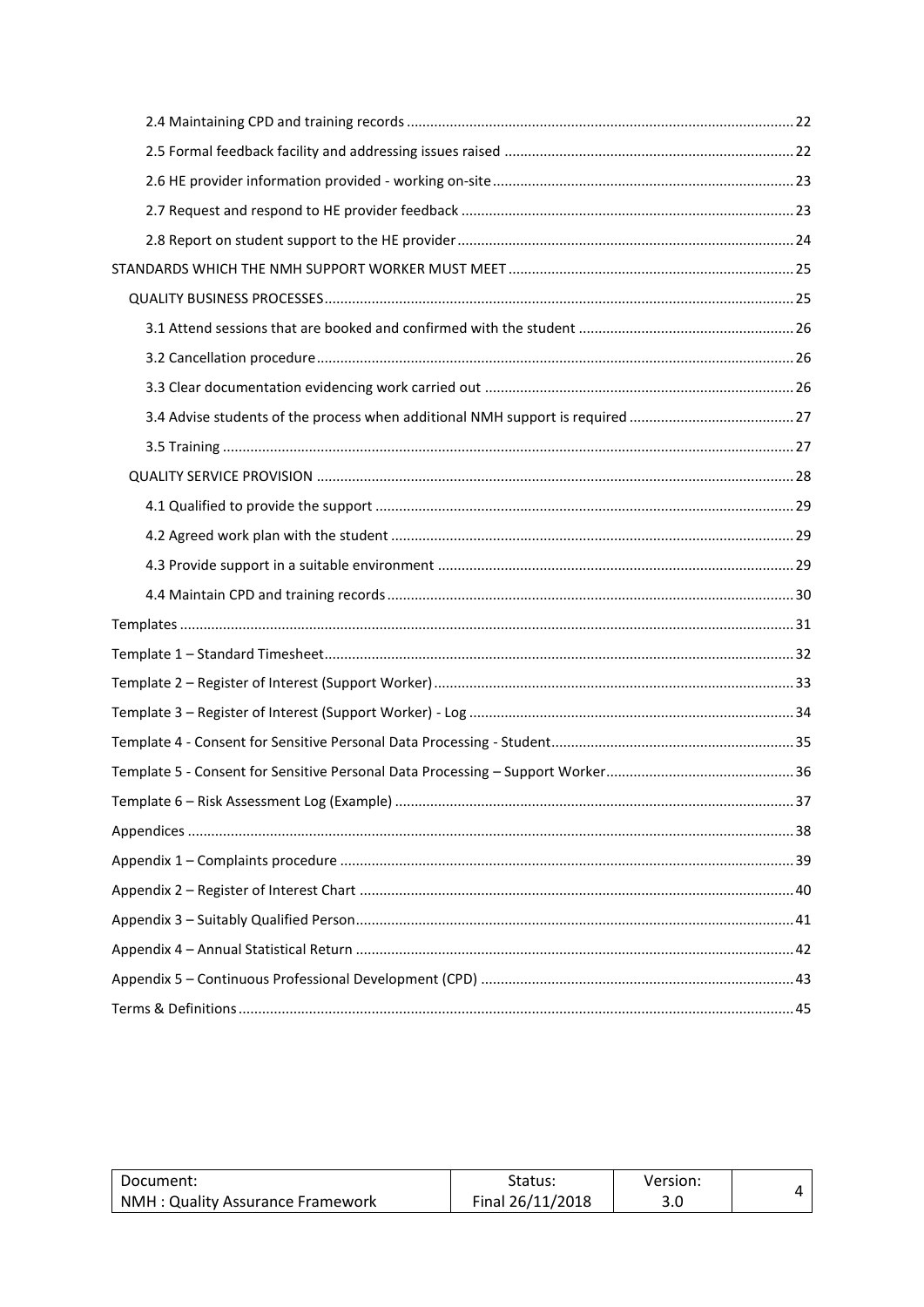2.4 Maintaining CPD and training records ..... 22

2.5 Formal feedback facility and addressing issues raised ..... 22

2.6 HE provider information provided - working on-site ..... 23

2.7 Request and respond to HE provider feedback ..... 23

2.8 Report on student support to the HE provider ..... 24

STANDARDS WHICH THE NMH SUPPORT WORKER MUST MEET ..... 25

QUALITY BUSINESS PROCESSES ..... 25

3.1 Attend sessions that are booked and confirmed with the student ..... 26

3.2 Cancellation procedure ..... 26

3.3 Clear documentation evidencing work carried out ..... 26

3.4 Advise students of the process when additional NMH support is required ..... 27

3.5 Training ..... 27

QUALITY SERVICE PROVISION ..... 28

4.1 Qualified to provide the support ..... 29

4.2 Agreed work plan with the student ..... 29

4.3 Provide support in a suitable environment ..... 29

4.4 Maintain CPD and training records ..... 30

Templates ..... 31

Template 1 – Standard Timesheet ..... 32

Template 2 – Register of Interest (Support Worker) ..... 33

Template 3 – Register of Interest (Support Worker) - Log ..... 34

Template 4 - Consent for Sensitive Personal Data Processing - Student ..... 35

Template 5 - Consent for Sensitive Personal Data Processing – Support Worker ..... 36

Template 6 – Risk Assessment Log (Example) ..... 37

Appendices ..... 38

Appendix 1 – Complaints procedure ..... 39

Appendix 2 – Register of Interest Chart ..... 40

Appendix 3 – Suitably Qualified Person ..... 41

Appendix 4 – Annual Statistical Return ..... 42

Appendix 5 – Continuous Professional Development (CPD) ..... 43

Terms & Definitions ..... 45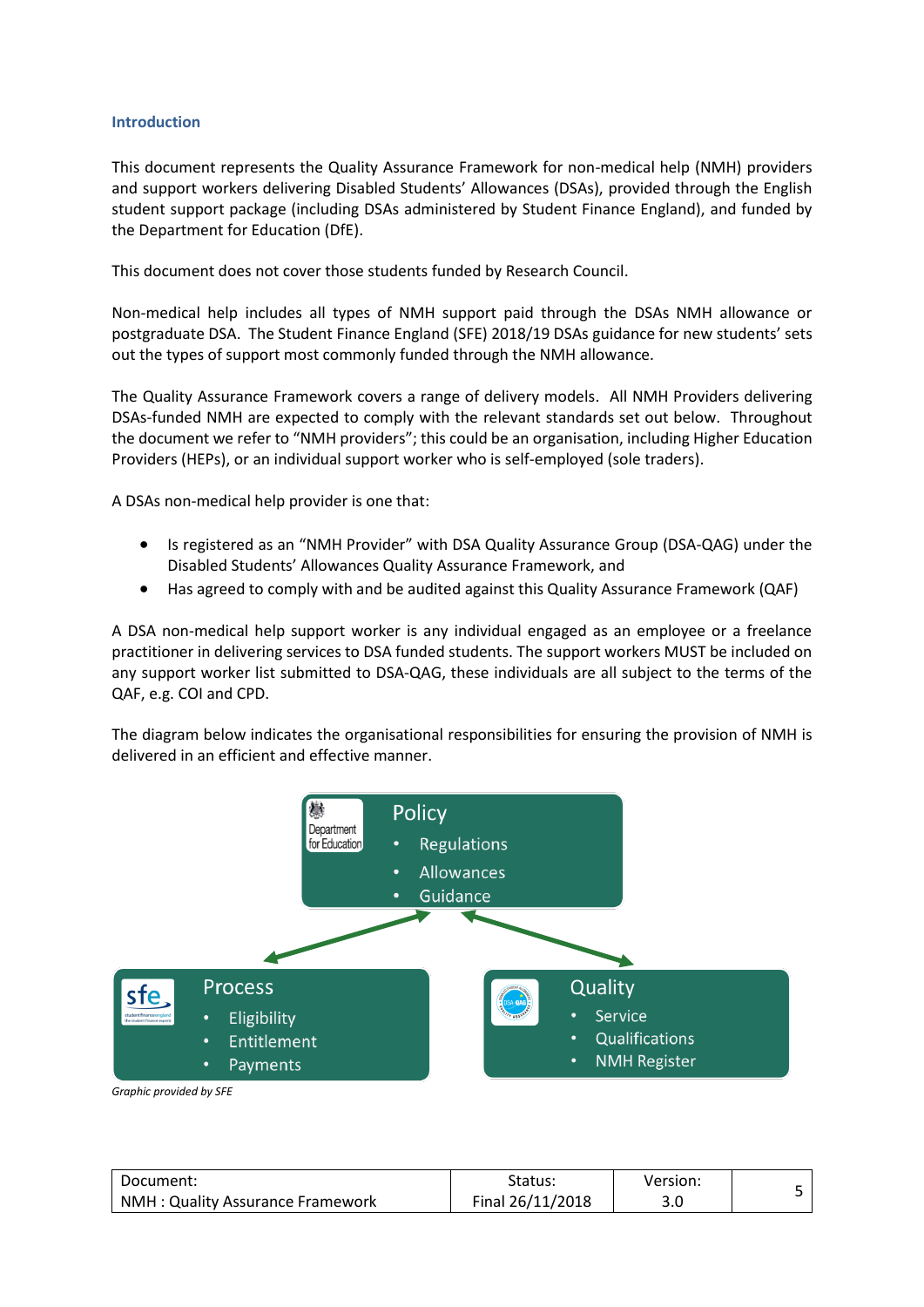## Introduction

This document represents the Quality Assurance Framework for non-medical help (NMH) providers and support workers delivering Disabled Students' Allowances (DSAs), provided through the English student support package (including DSAs administered by Student Finance England), and funded by the Department for Education (DfE).

This document does not cover those students funded by Research Council.

Non-medical help includes all types of NMH support paid through the DSAs NMH allowance or postgraduate DSA. The Student Finance England (SFE) 2018/19 DSAs guidance for new students' sets out the types of support most commonly funded through the NMH allowance.

The Quality Assurance Framework covers a range of delivery models. All NMH Providers delivering DSAs-funded NMH are expected to comply with the relevant standards set out below. Throughout the document we refer to "NMH providers"; this could be an organisation, including Higher Education Providers (HEPs), or an individual support worker who is self-employed (sole traders).

A DSAs non-medical help provider is one that:

- Is registered as an "NMH Provider" with DSA Quality Assurance Group (DSA-QAG) under the Disabled Students' Allowances Quality Assurance Framework, and
- Has agreed to comply with and be audited against this Quality Assurance Framework (QAF)

A DSA non-medical help support worker is any individual engaged as an employee or a freelance practitioner in delivering services to DSA funded students. The support workers MUST be included on any support worker list submitted to DSA-QAG, these individuals are all subject to the terms of the QAF, e.g. COI and CPD.

The diagram below indicates the organisational responsibilities for ensuring the provision of NMH is delivered in an efficient and effective manner.

**Department for Education – Policy**
- Regulations
- Allowances
- Guidance

**sfe – Process**
- Eligibility
- Entitlement
- Payments

**DSA-QAG – Quality**
- Service
- Qualifications
- NMH Register

*Graphic provided by SFE*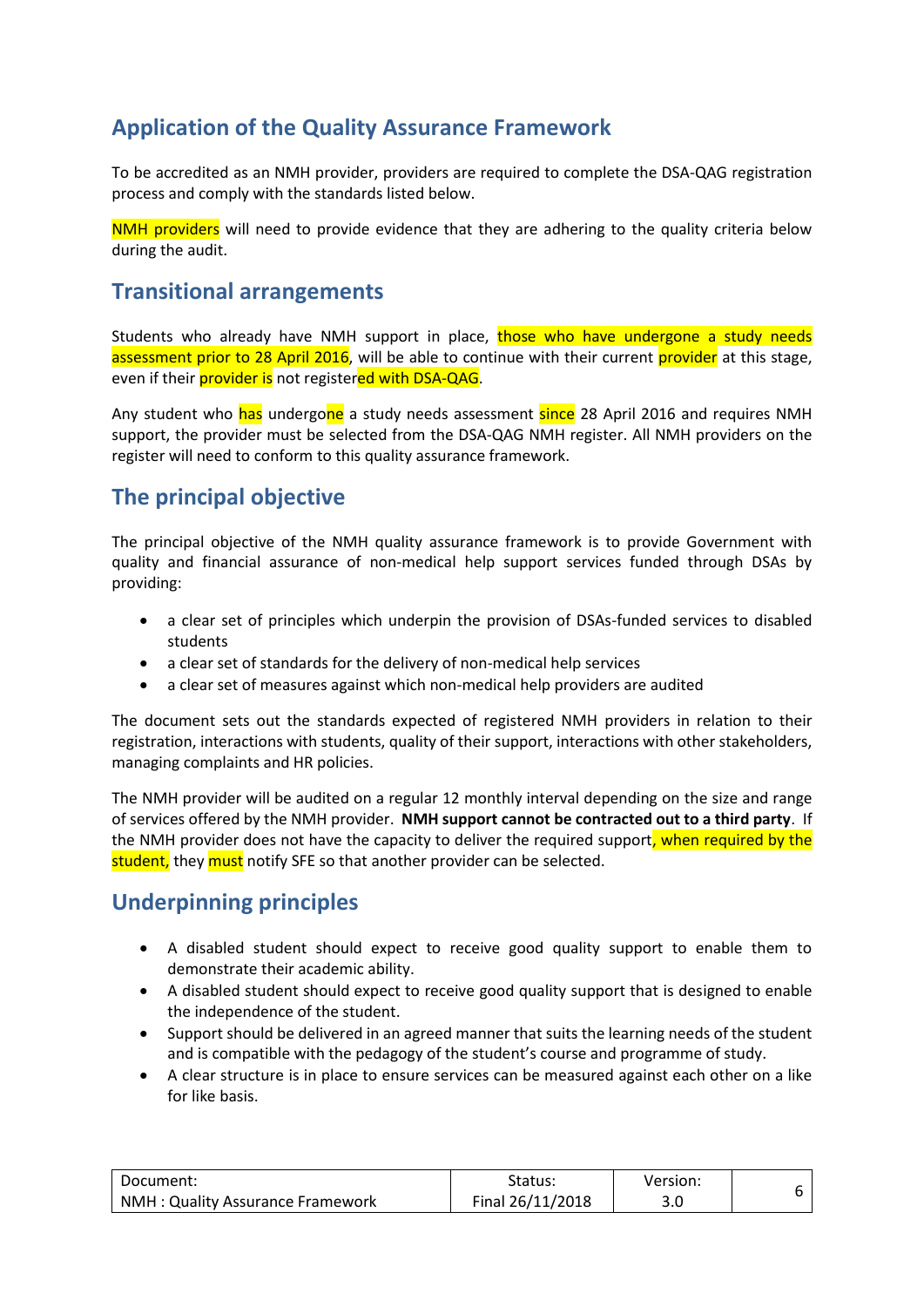## Application of the Quality Assurance Framework

To be accredited as an NMH provider, providers are required to complete the DSA-QAG registration process and comply with the standards listed below.

NMH providers will need to provide evidence that they are adhering to the quality criteria below during the audit.

## Transitional arrangements

Students who already have NMH support in place, those who have undergone a study needs assessment prior to 28 April 2016, will be able to continue with their current provider at this stage, even if their provider is not registered with DSA-QAG.

Any student who has undergone a study needs assessment since 28 April 2016 and requires NMH support, the provider must be selected from the DSA-QAG NMH register. All NMH providers on the register will need to conform to this quality assurance framework.

## The principal objective

The principal objective of the NMH quality assurance framework is to provide Government with quality and financial assurance of non-medical help support services funded through DSAs by providing:

- a clear set of principles which underpin the provision of DSAs-funded services to disabled students
- a clear set of standards for the delivery of non-medical help services
- a clear set of measures against which non-medical help providers are audited

The document sets out the standards expected of registered NMH providers in relation to their registration, interactions with students, quality of their support, interactions with other stakeholders, managing complaints and HR policies.

The NMH provider will be audited on a regular 12 monthly interval depending on the size and range of services offered by the NMH provider. **NMH support cannot be contracted out to a third party**. If the NMH provider does not have the capacity to deliver the required support, when required by the student, they must notify SFE so that another provider can be selected.

## Underpinning principles

- A disabled student should expect to receive good quality support to enable them to demonstrate their academic ability.
- A disabled student should expect to receive good quality support that is designed to enable the independence of the student.
- Support should be delivered in an agreed manner that suits the learning needs of the student and is compatible with the pedagogy of the student's course and programme of study.
- A clear structure is in place to ensure services can be measured against each other on a like for like basis.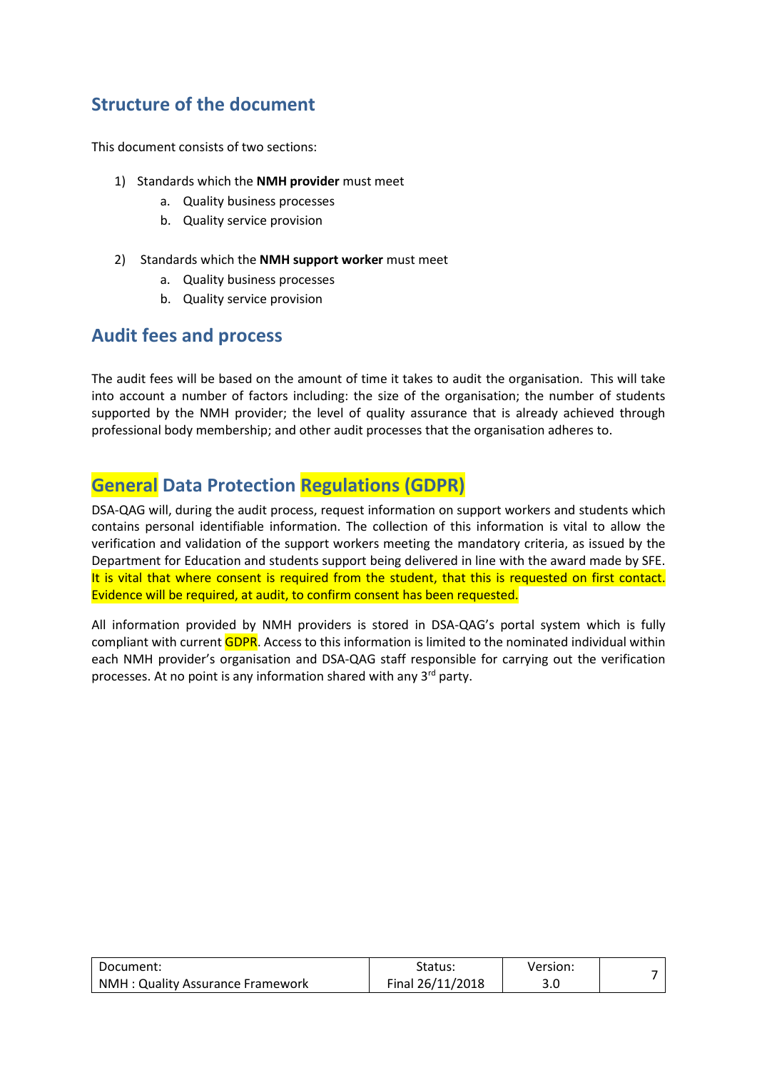## Structure of the document

This document consists of two sections:

1) Standards which the **NMH provider** must meet
   a. Quality business processes
   b. Quality service provision

2) Standards which the **NMH support worker** must meet
   a. Quality business processes
   b. Quality service provision

## Audit fees and process

The audit fees will be based on the amount of time it takes to audit the organisation. This will take into account a number of factors including: the size of the organisation; the number of students supported by the NMH provider; the level of quality assurance that is already achieved through professional body membership; and other audit processes that the organisation adheres to.

## General Data Protection Regulations (GDPR)

DSA-QAG will, during the audit process, request information on support workers and students which contains personal identifiable information. The collection of this information is vital to allow the verification and validation of the support workers meeting the mandatory criteria, as issued by the Department for Education and students support being delivered in line with the award made by SFE. It is vital that where consent is required from the student, that this is requested on first contact. Evidence will be required, at audit, to confirm consent has been requested.

All information provided by NMH providers is stored in DSA-QAG's portal system which is fully compliant with current GDPR. Access to this information is limited to the nominated individual within each NMH provider's organisation and DSA-QAG staff responsible for carrying out the verification processes. At no point is any information shared with any 3rd party.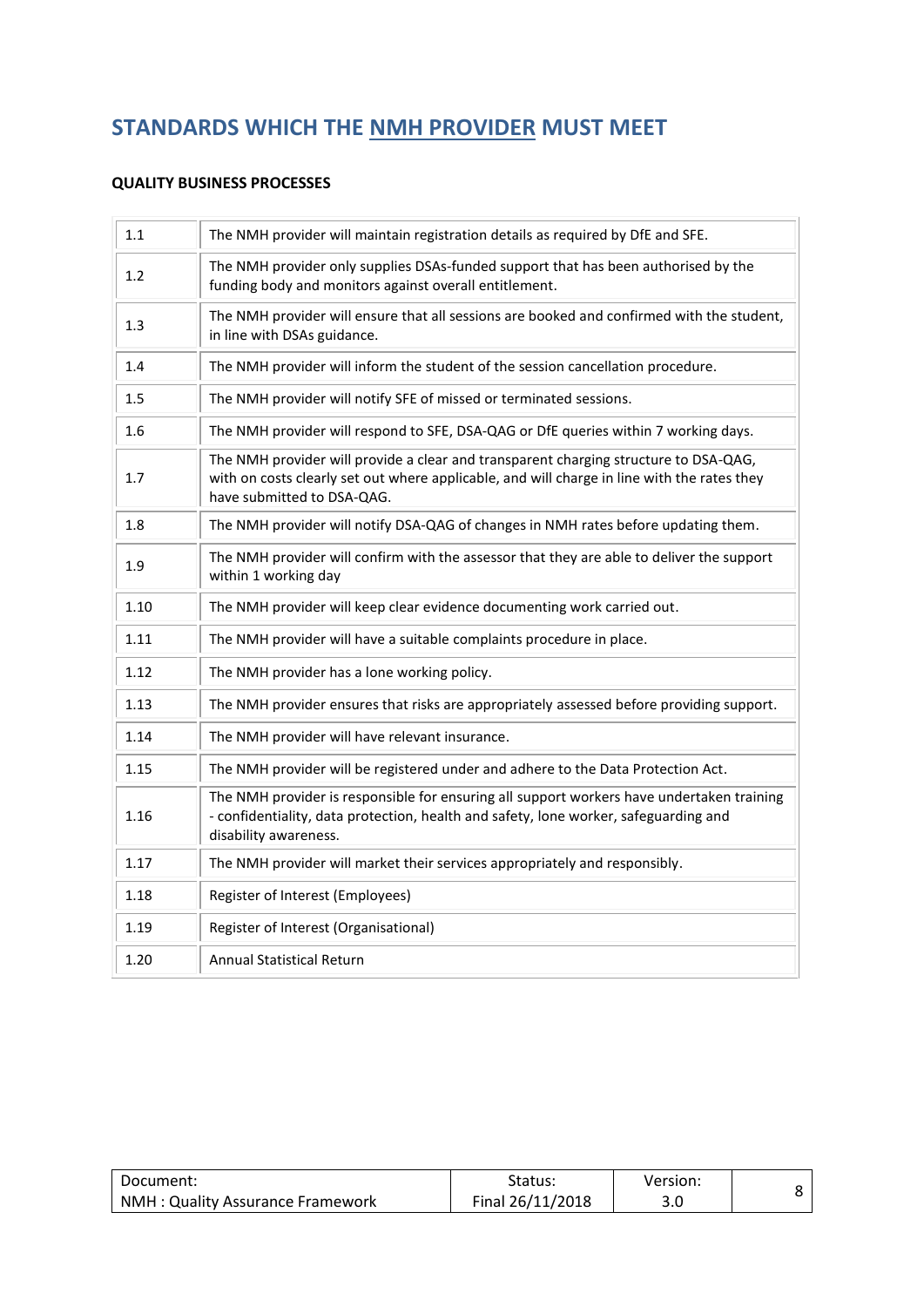# STANDARDS WHICH THE NMH PROVIDER MUST MEET

## QUALITY BUSINESS PROCESSES

| | |
|---|---|
| 1.1 | The NMH provider will maintain registration details as required by DfE and SFE. |
| 1.2 | The NMH provider only supplies DSAs-funded support that has been authorised by the funding body and monitors against overall entitlement. |
| 1.3 | The NMH provider will ensure that all sessions are booked and confirmed with the student, in line with DSAs guidance. |
| 1.4 | The NMH provider will inform the student of the session cancellation procedure. |
| 1.5 | The NMH provider will notify SFE of missed or terminated sessions. |
| 1.6 | The NMH provider will respond to SFE, DSA-QAG or DfE queries within 7 working days. |
| 1.7 | The NMH provider will provide a clear and transparent charging structure to DSA-QAG, with on costs clearly set out where applicable, and will charge in line with the rates they have submitted to DSA-QAG. |
| 1.8 | The NMH provider will notify DSA-QAG of changes in NMH rates before updating them. |
| 1.9 | The NMH provider will confirm with the assessor that they are able to deliver the support within 1 working day |
| 1.10 | The NMH provider will keep clear evidence documenting work carried out. |
| 1.11 | The NMH provider will have a suitable complaints procedure in place. |
| 1.12 | The NMH provider has a lone working policy. |
| 1.13 | The NMH provider ensures that risks are appropriately assessed before providing support. |
| 1.14 | The NMH provider will have relevant insurance. |
| 1.15 | The NMH provider will be registered under and adhere to the Data Protection Act. |
| 1.16 | The NMH provider is responsible for ensuring all support workers have undertaken training - confidentiality, data protection, health and safety, lone worker, safeguarding and disability awareness. |
| 1.17 | The NMH provider will market their services appropriately and responsibly. |
| 1.18 | Register of Interest (Employees) |
| 1.19 | Register of Interest (Organisational) |
| 1.20 | Annual Statistical Return |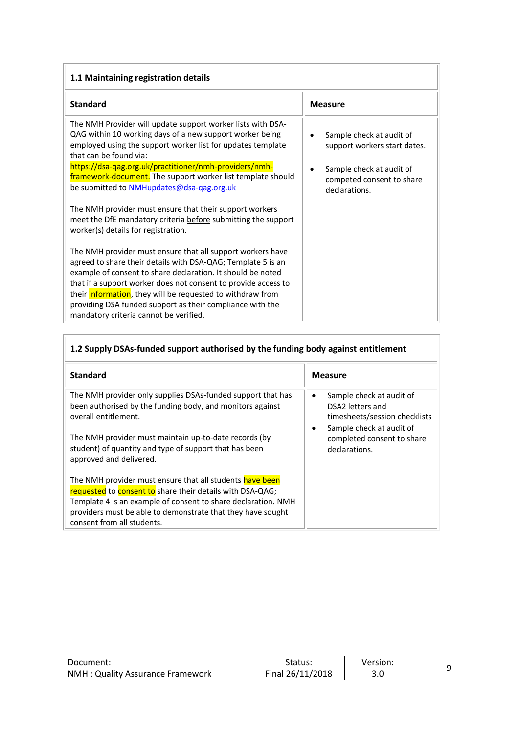### 1.1 Maintaining registration details

| Standard | Measure |
| --- | --- |
| The NMH Provider will update support worker lists with DSA-QAG within 10 working days of a new support worker being employed using the support worker list for updates template that can be found via: https://dsa-qag.org.uk/practitioner/nmh-providers/nmh-framework-document. The support worker list template should be submitted to NMHupdates@dsa-qag.org.uk<br><br>The NMH provider must ensure that their support workers meet the DfE mandatory criteria before submitting the support worker(s) details for registration.<br><br>The NMH provider must ensure that all support workers have agreed to share their details with DSA-QAG; Template 5 is an example of consent to share declaration. It should be noted that if a support worker does not consent to provide access to their information, they will be requested to withdraw from providing DSA funded support as their compliance with the mandatory criteria cannot be verified. | • Sample check at audit of support workers start dates.<br><br>• Sample check at audit of competed consent to share declarations. |

### 1.2 Supply DSAs-funded support authorised by the funding body against entitlement

| Standard | Measure |
| --- | --- |
| The NMH provider only supplies DSAs-funded support that has been authorised by the funding body, and monitors against overall entitlement.<br><br>The NMH provider must maintain up-to-date records (by student) of quantity and type of support that has been approved and delivered.<br><br>The NMH provider must ensure that all students have been requested to consent to share their details with DSA-QAG; Template 4 is an example of consent to share declaration. NMH providers must be able to demonstrate that they have sought consent from all students. | • Sample check at audit of DSA2 letters and timesheets/session checklists<br>• Sample check at audit of completed consent to share declarations. |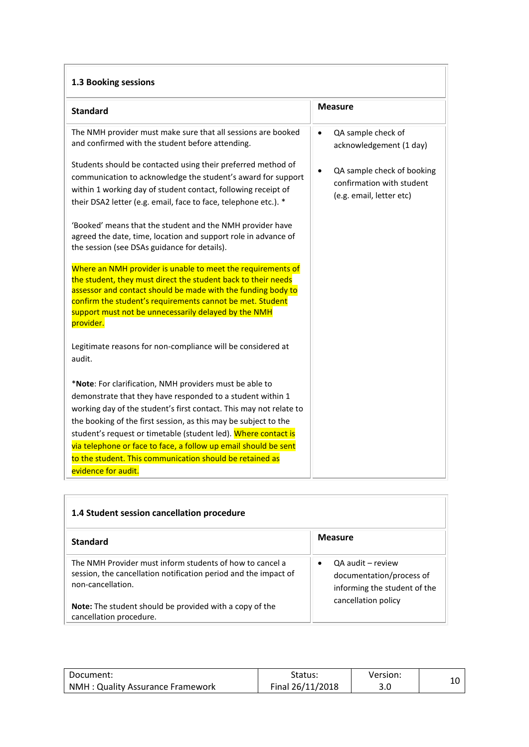### 1.3 Booking sessions

| Standard | Measure |
|---|---|
| The NMH provider must make sure that all sessions are booked and confirmed with the student before attending.<br><br>Students should be contacted using their preferred method of communication to acknowledge the student's award for support within 1 working day of student contact, following receipt of their DSA2 letter (e.g. email, face to face, telephone etc.). *<br><br>'Booked' means that the student and the NMH provider have agreed the date, time, location and support role in advance of the session (see DSAs guidance for details).<br><br>Where an NMH provider is unable to meet the requirements of the student, they must direct the student back to their needs assessor and contact should be made with the funding body to confirm the student's requirements cannot be met. Student support must not be unnecessarily delayed by the NMH provider.<br><br>Legitimate reasons for non-compliance will be considered at audit.<br><br>\***Note**: For clarification, NMH providers must be able to demonstrate that they have responded to a student within 1 working day of the student's first contact. This may not relate to the booking of the first session, as this may be subject to the student's request or timetable (student led). Where contact is via telephone or face to face, a follow up email should be sent to the student. This communication should be retained as evidence for audit. | • QA sample check of acknowledgement (1 day)<br><br>• QA sample check of booking confirmation with student (e.g. email, letter etc) |

### 1.4 Student session cancellation procedure

| Standard | Measure |
|---|---|
| The NMH Provider must inform students of how to cancel a session, the cancellation notification period and the impact of non-cancellation.<br><br>**Note:** The student should be provided with a copy of the cancellation procedure. | • QA audit – review documentation/process of informing the student of the cancellation policy |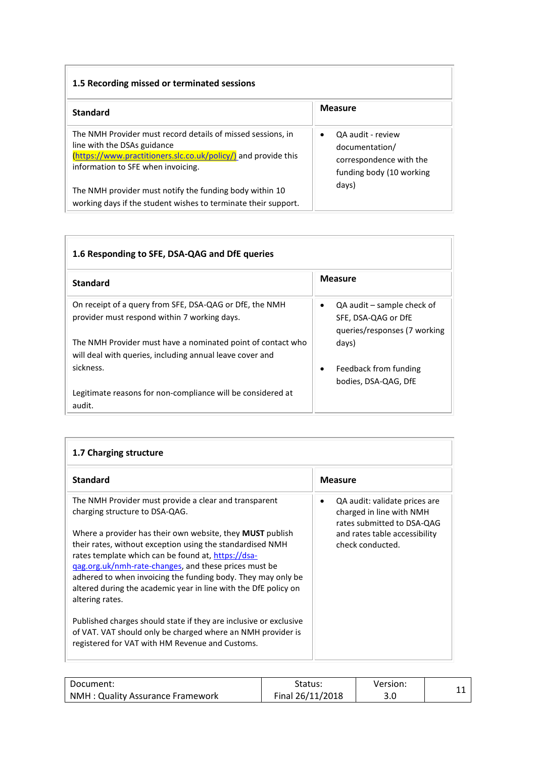| 1.5 Recording missed or terminated sessions | |
|---|---|
| **Standard** | **Measure** |
| The NMH Provider must record details of missed sessions, in line with the DSAs guidance (https://www.practitioners.slc.co.uk/policy/) and provide this information to SFE when invoicing.<br><br>The NMH provider must notify the funding body within 10 working days if the student wishes to terminate their support. | • QA audit - review documentation/ correspondence with the funding body (10 working days) |

| 1.6 Responding to SFE, DSA-QAG and DfE queries | |
|---|---|
| **Standard** | **Measure** |
| On receipt of a query from SFE, DSA-QAG or DfE, the NMH provider must respond within 7 working days.<br><br>The NMH Provider must have a nominated point of contact who will deal with queries, including annual leave cover and sickness.<br><br>Legitimate reasons for non-compliance will be considered at audit. | • QA audit – sample check of SFE, DSA-QAG or DfE queries/responses (7 working days)<br><br>• Feedback from funding bodies, DSA-QAG, DfE |

| 1.7 Charging structure | |
|---|---|
| **Standard** | **Measure** |
| The NMH Provider must provide a clear and transparent charging structure to DSA-QAG.<br><br>Where a provider has their own website, they **MUST** publish their rates, without exception using the standardised NMH rates template which can be found at, https://dsa-qag.org.uk/nmh-rate-changes, and these prices must be adhered to when invoicing the funding body. They may only be altered during the academic year in line with the DfE policy on altering rates.<br><br>Published charges should state if they are inclusive or exclusive of VAT. VAT should only be charged where an NMH provider is registered for VAT with HM Revenue and Customs. | • QA audit: validate prices are charged in line with NMH rates submitted to DSA-QAG and rates table accessibility check conducted. |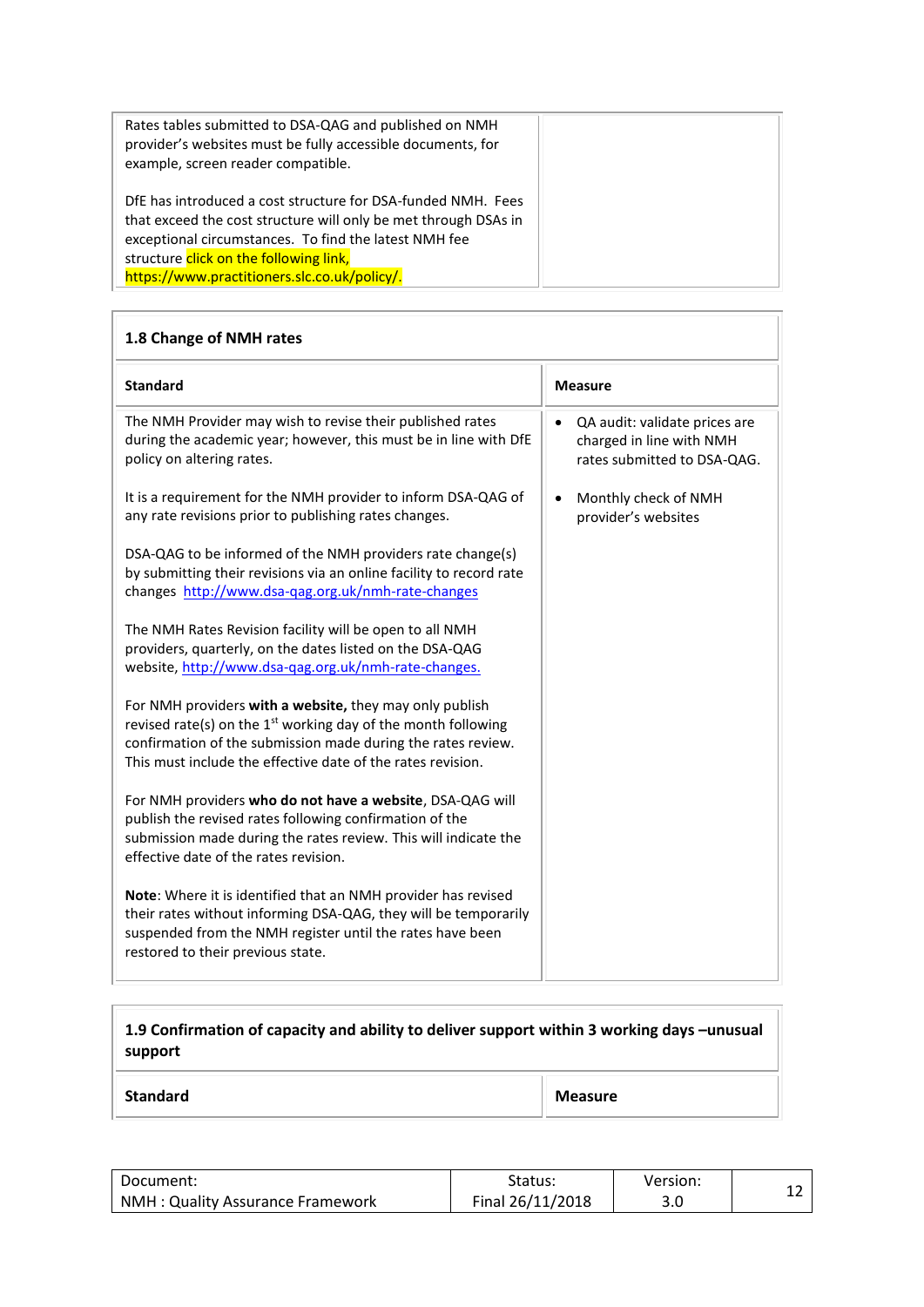| | |
|---|---|
| Rates tables submitted to DSA-QAG and published on NMH provider's websites must be fully accessible documents, for example, screen reader compatible.<br><br>DfE has introduced a cost structure for DSA-funded NMH. Fees that exceed the cost structure will only be met through DSAs in exceptional circumstances. To find the latest NMH fee structure click on the following link, https://www.practitioners.slc.co.uk/policy/. | |

| 1.8 Change of NMH rates | |
|---|---|
| **Standard** | **Measure** |
| The NMH Provider may wish to revise their published rates during the academic year; however, this must be in line with DfE policy on altering rates.<br><br>It is a requirement for the NMH provider to inform DSA-QAG of any rate revisions prior to publishing rates changes.<br><br>DSA-QAG to be informed of the NMH providers rate change(s) by submitting their revisions via an online facility to record rate changes http://www.dsa-qag.org.uk/nmh-rate-changes<br><br>The NMH Rates Revision facility will be open to all NMH providers, quarterly, on the dates listed on the DSA-QAG website, http://www.dsa-qag.org.uk/nmh-rate-changes.<br><br>For NMH providers **with a website,** they may only publish revised rate(s) on the 1st working day of the month following confirmation of the submission made during the rates review. This must include the effective date of the rates revision.<br><br>For NMH providers **who do not have a website**, DSA-QAG will publish the revised rates following confirmation of the submission made during the rates review. This will indicate the effective date of the rates revision.<br><br>**Note**: Where it is identified that an NMH provider has revised their rates without informing DSA-QAG, they will be temporarily suspended from the NMH register until the rates have been restored to their previous state. | • QA audit: validate prices are charged in line with NMH rates submitted to DSA-QAG.<br><br>• Monthly check of NMH provider's websites |

| 1.9 Confirmation of capacity and ability to deliver support within 3 working days –unusual support | |
|---|---|
| **Standard** | **Measure** |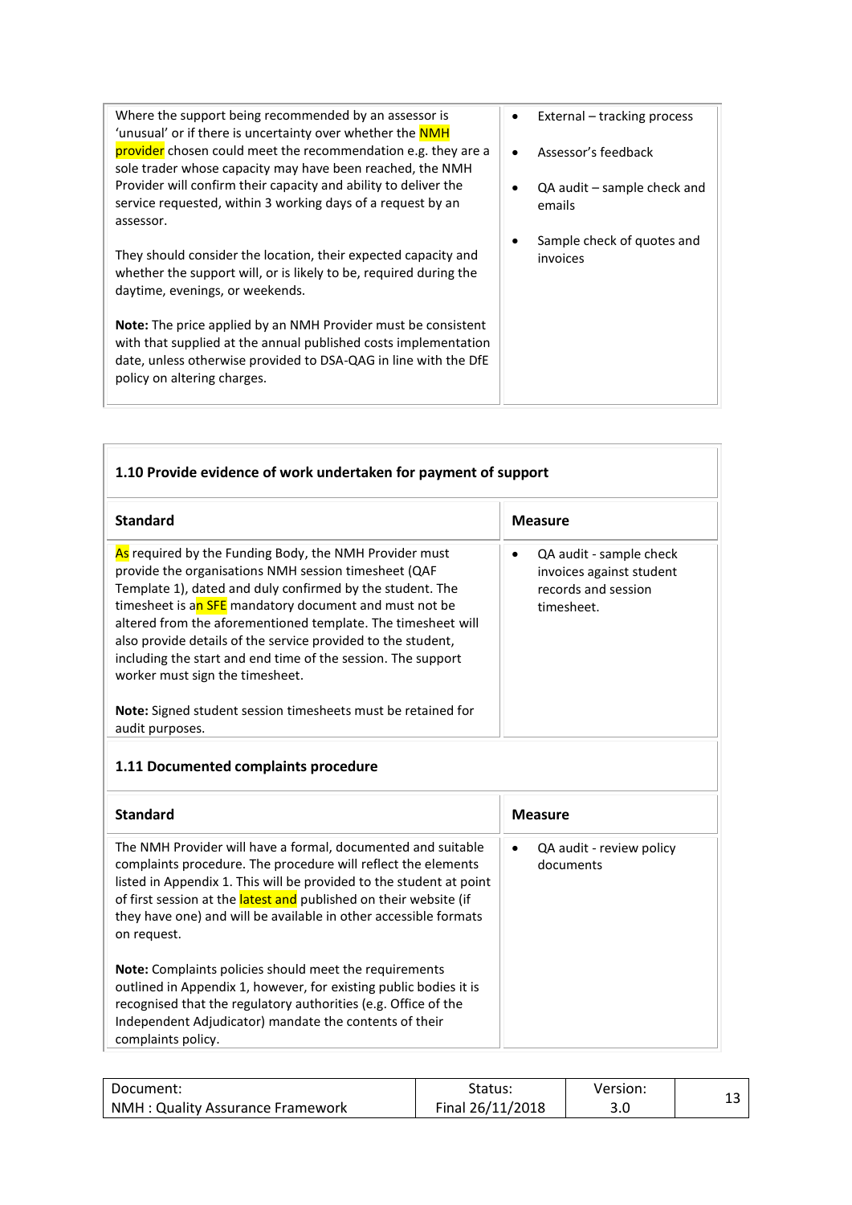| | |
|---|---|
| Where the support being recommended by an assessor is 'unusual' or if there is uncertainty over whether the NMH provider chosen could meet the recommendation e.g. they are a sole trader whose capacity may have been reached, the NMH Provider will confirm their capacity and ability to deliver the service requested, within 3 working days of a request by an assessor.<br><br>They should consider the location, their expected capacity and whether the support will, or is likely to be, required during the daytime, evenings, or weekends.<br><br>**Note:** The price applied by an NMH Provider must be consistent with that supplied at the annual published costs implementation date, unless otherwise provided to DSA-QAG in line with the DfE policy on altering charges. | • External – tracking process<br>• Assessor's feedback<br>• QA audit – sample check and emails<br>• Sample check of quotes and invoices |

### 1.10 Provide evidence of work undertaken for payment of support

| Standard | Measure |
|---|---|
| As required by the Funding Body, the NMH Provider must provide the organisations NMH session timesheet (QAF Template 1), dated and duly confirmed by the student. The timesheet is an SFE mandatory document and must not be altered from the aforementioned template. The timesheet will also provide details of the service provided to the student, including the start and end time of the session. The support worker must sign the timesheet.<br><br>**Note:** Signed student session timesheets must be retained for audit purposes. | • QA audit - sample check invoices against student records and session timesheet. |

### 1.11 Documented complaints procedure

| Standard | Measure |
|---|---|
| The NMH Provider will have a formal, documented and suitable complaints procedure. The procedure will reflect the elements listed in Appendix 1. This will be provided to the student at point of first session at the latest and published on their website (if they have one) and will be available in other accessible formats on request.<br><br>**Note:** Complaints policies should meet the requirements outlined in Appendix 1, however, for existing public bodies it is recognised that the regulatory authorities (e.g. Office of the Independent Adjudicator) mandate the contents of their complaints policy. | • QA audit - review policy documents |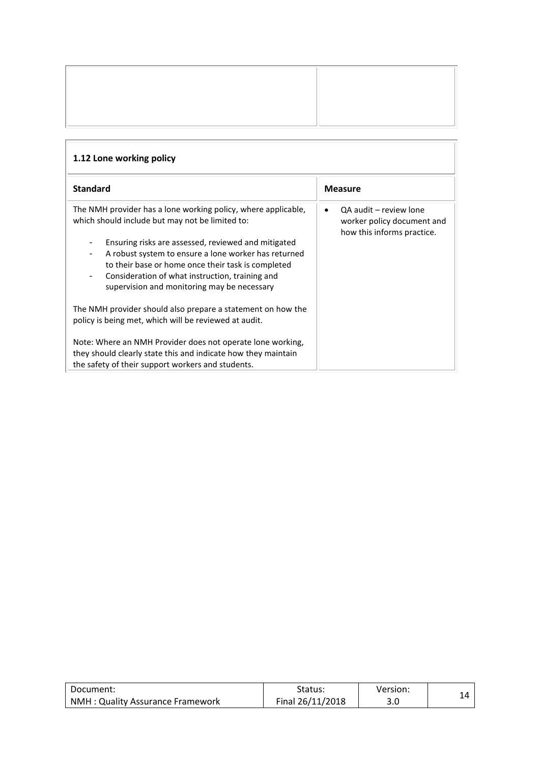## 1.12 Lone working policy

| Standard | Measure |
|---|---|
| The NMH provider has a lone working policy, where applicable, which should include but may not be limited to:<br><br>- Ensuring risks are assessed, reviewed and mitigated<br>- A robust system to ensure a lone worker has returned to their base or home once their task is completed<br>- Consideration of what instruction, training and supervision and monitoring may be necessary<br><br>The NMH provider should also prepare a statement on how the policy is being met, which will be reviewed at audit.<br><br>Note: Where an NMH Provider does not operate lone working, they should clearly state this and indicate how they maintain the safety of their support workers and students. | • QA audit – review lone worker policy document and how this informs practice. |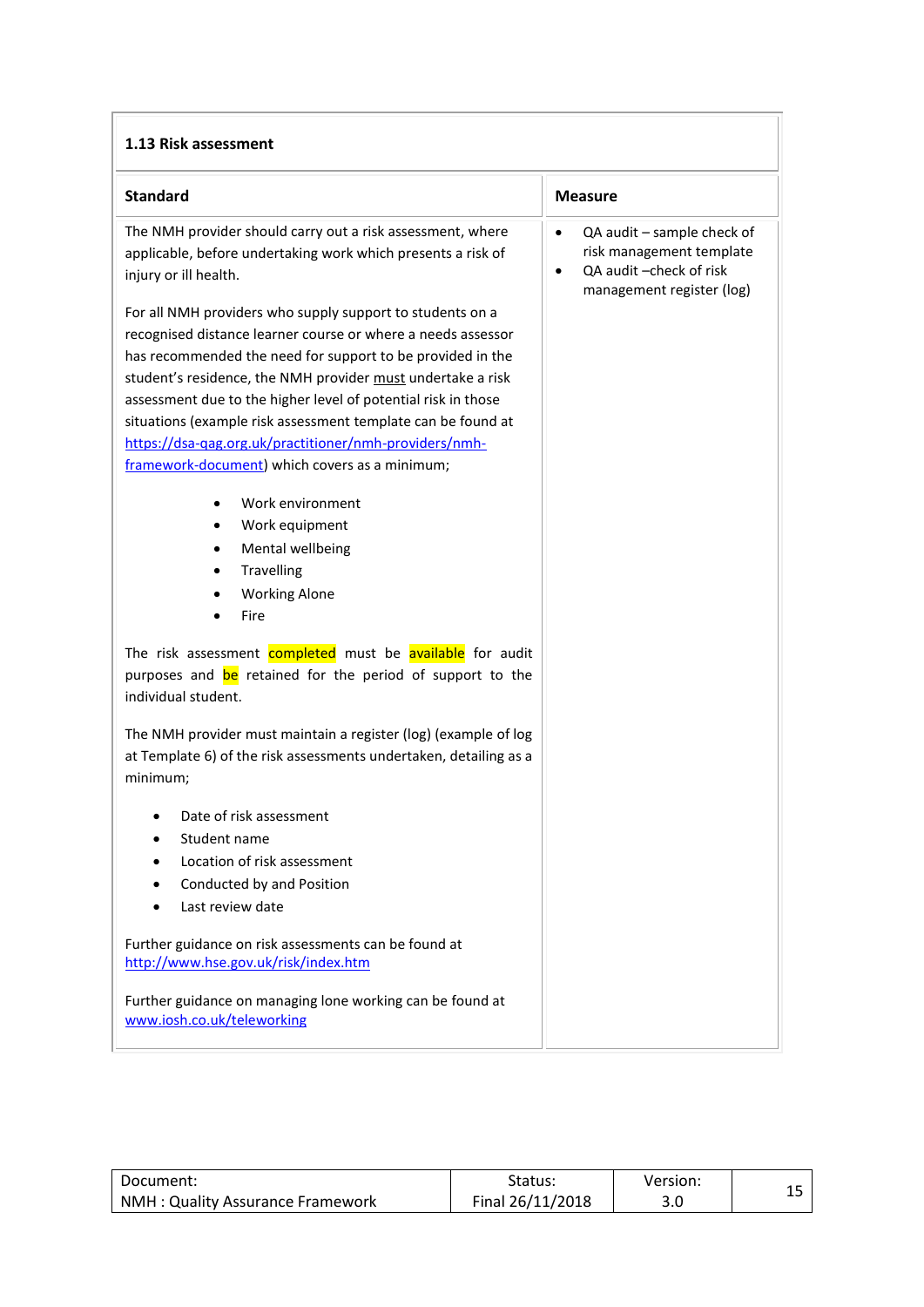## 1.13 Risk assessment

| Standard | Measure |
|---|---|
| The NMH provider should carry out a risk assessment, where applicable, before undertaking work which presents a risk of injury or ill health.<br><br>For all NMH providers who supply support to students on a recognised distance learner course or where a needs assessor has recommended the need for support to be provided in the student's residence, the NMH provider <u>must</u> undertake a risk assessment due to the higher level of potential risk in those situations (example risk assessment template can be found at [https://dsa-qag.org.uk/practitioner/nmh-providers/nmh-framework-document](https://dsa-qag.org.uk/practitioner/nmh-providers/nmh-framework-document)) which covers as a minimum;<br><br>• Work environment<br>• Work equipment<br>• Mental wellbeing<br>• Travelling<br>• Working Alone<br>• Fire<br><br>The risk assessment completed must be available for audit purposes and be retained for the period of support to the individual student.<br><br>The NMH provider must maintain a register (log) (example of log at Template 6) of the risk assessments undertaken, detailing as a minimum;<br><br>• Date of risk assessment<br>• Student name<br>• Location of risk assessment<br>• Conducted by and Position<br>• Last review date<br><br>Further guidance on risk assessments can be found at [http://www.hse.gov.uk/risk/index.htm](http://www.hse.gov.uk/risk/index.htm)<br><br>Further guidance on managing lone working can be found at [www.iosh.co.uk/teleworking](www.iosh.co.uk/teleworking) | • QA audit – sample check of risk management template<br>• QA audit –check of risk management register (log) |

| Document: NMH : Quality Assurance Framework | Status: Final 26/11/2018 | Version: 3.0 |
|---|---|---|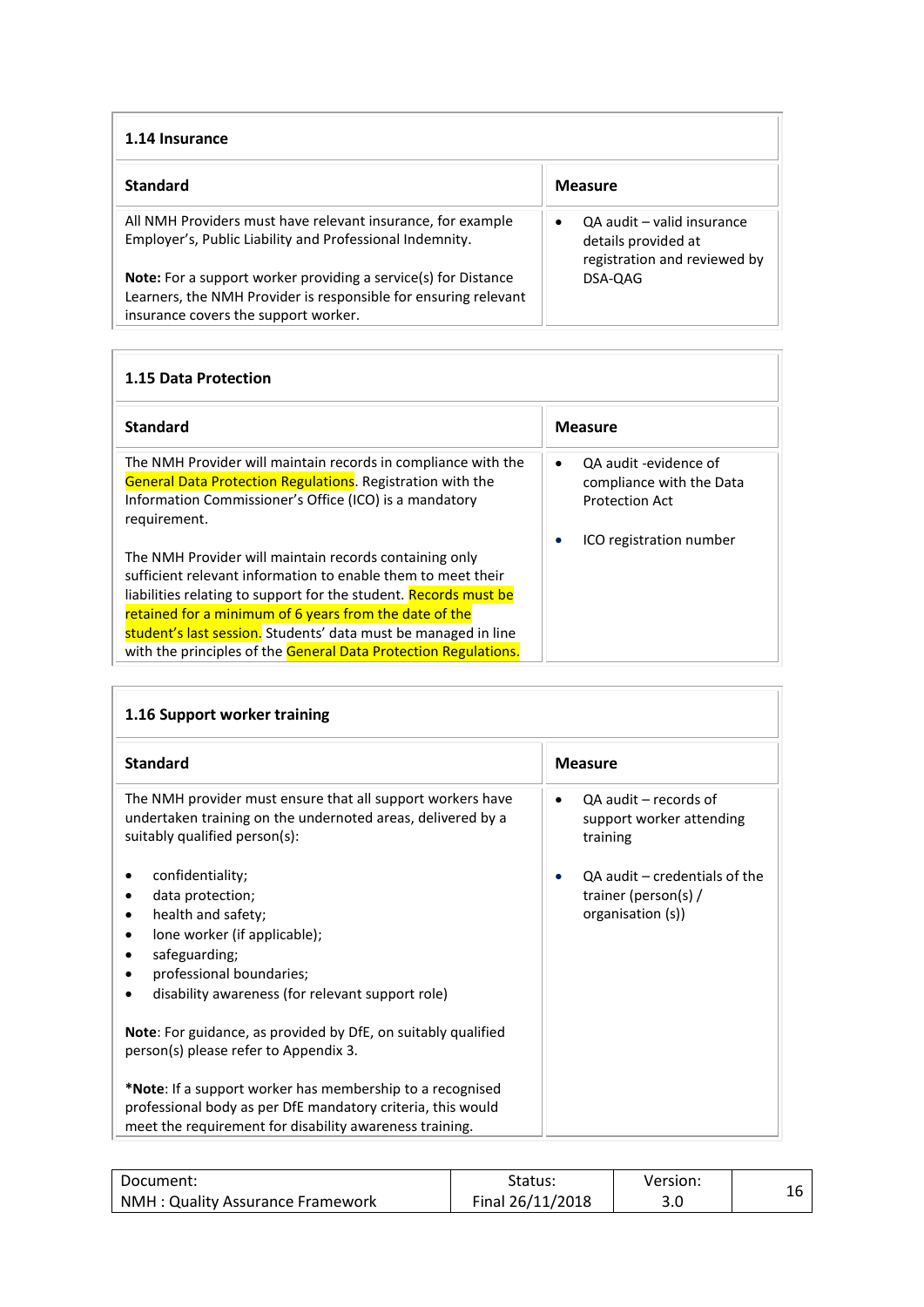### 1.14 Insurance

| Standard | Measure |
| --- | --- |
| All NMH Providers must have relevant insurance, for example Employer's, Public Liability and Professional Indemnity.<br><br>**Note:** For a support worker providing a service(s) for Distance Learners, the NMH Provider is responsible for ensuring relevant insurance covers the support worker. | • QA audit – valid insurance details provided at registration and reviewed by DSA-QAG |

### 1.15 Data Protection

| Standard | Measure |
| --- | --- |
| The NMH Provider will maintain records in compliance with the General Data Protection Regulations. Registration with the Information Commissioner's Office (ICO) is a mandatory requirement.<br><br>The NMH Provider will maintain records containing only sufficient relevant information to enable them to meet their liabilities relating to support for the student. Records must be retained for a minimum of 6 years from the date of the student's last session. Students' data must be managed in line with the principles of the General Data Protection Regulations. | • QA audit -evidence of compliance with the Data Protection Act<br><br>• ICO registration number |

### 1.16 Support worker training

| Standard | Measure |
| --- | --- |
| The NMH provider must ensure that all support workers have undertaken training on the undernoted areas, delivered by a suitably qualified person(s):<br><br>• confidentiality;<br>• data protection;<br>• health and safety;<br>• lone worker (if applicable);<br>• safeguarding;<br>• professional boundaries;<br>• disability awareness (for relevant support role)<br><br>**Note**: For guidance, as provided by DfE, on suitably qualified person(s) please refer to Appendix 3.<br><br>***Note**: If a support worker has membership to a recognised professional body as per DfE mandatory criteria, this would meet the requirement for disability awareness training. | • QA audit – records of support worker attending training<br><br>• QA audit – credentials of the trainer (person(s) / organisation (s)) |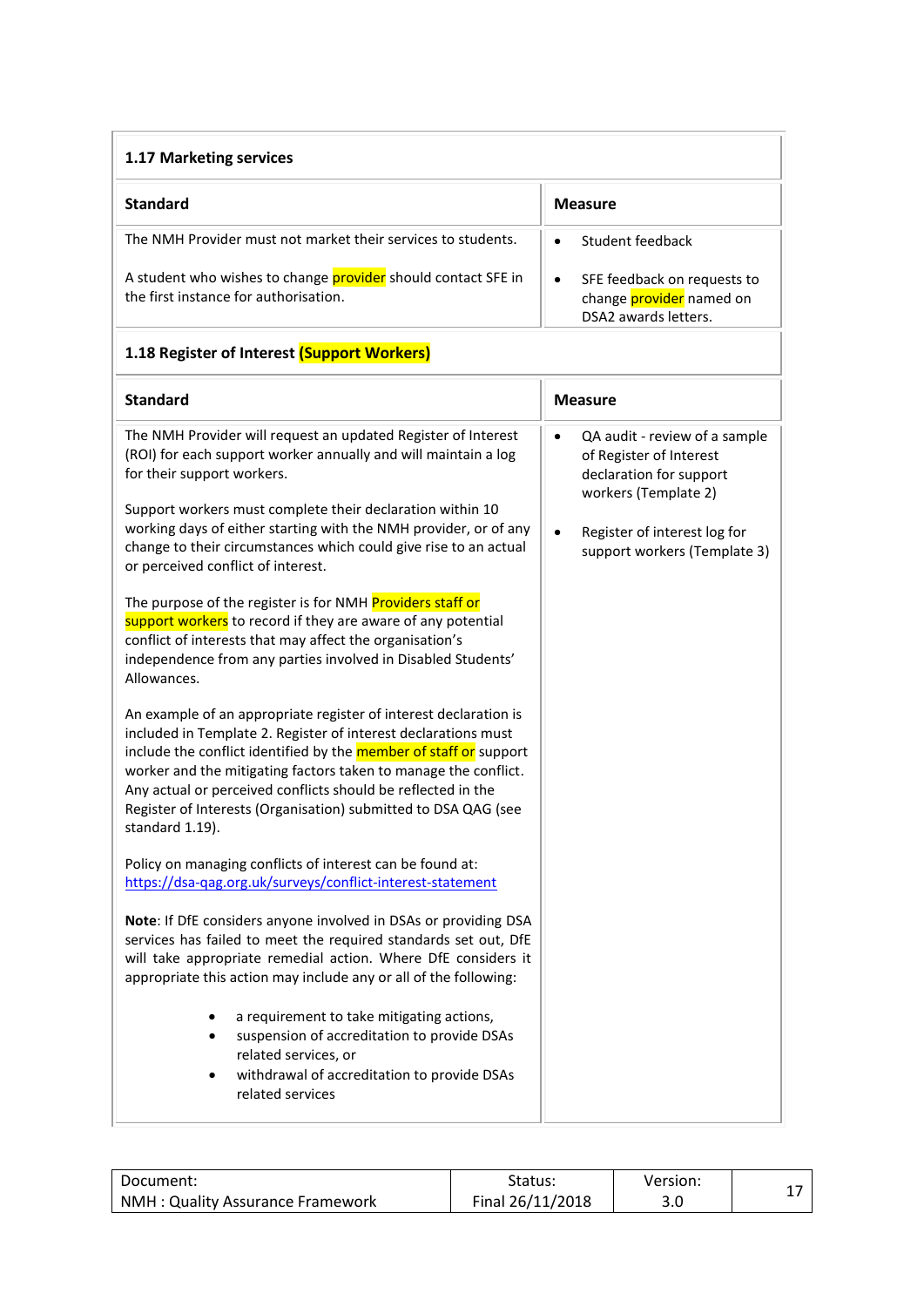## 1.17 Marketing services

| Standard | Measure |
| --- | --- |
| The NMH Provider must not market their services to students.<br><br>A student who wishes to change provider should contact SFE in the first instance for authorisation. | • Student feedback<br><br>• SFE feedback on requests to change provider named on DSA2 awards letters. |

## 1.18 Register of Interest (Support Workers)

| Standard | Measure |
| --- | --- |
| The NMH Provider will request an updated Register of Interest (ROI) for each support worker annually and will maintain a log for their support workers.<br><br>Support workers must complete their declaration within 10 working days of either starting with the NMH provider, or of any change to their circumstances which could give rise to an actual or perceived conflict of interest.<br><br>The purpose of the register is for NMH Providers staff or support workers to record if they are aware of any potential conflict of interests that may affect the organisation's independence from any parties involved in Disabled Students' Allowances.<br><br>An example of an appropriate register of interest declaration is included in Template 2. Register of interest declarations must include the conflict identified by the member of staff or support worker and the mitigating factors taken to manage the conflict. Any actual or perceived conflicts should be reflected in the Register of Interests (Organisation) submitted to DSA QAG (see standard 1.19).<br><br>Policy on managing conflicts of interest can be found at: https://dsa-qag.org.uk/surveys/conflict-interest-statement<br><br>**Note**: If DfE considers anyone involved in DSAs or providing DSA services has failed to meet the required standards set out, DfE will take appropriate remedial action. Where DfE considers it appropriate this action may include any or all of the following:<br><br>• a requirement to take mitigating actions,<br>• suspension of accreditation to provide DSAs related services, or<br>• withdrawal of accreditation to provide DSAs related services | • QA audit - review of a sample of Register of Interest declaration for support workers (Template 2)<br><br>• Register of interest log for support workers (Template 3) |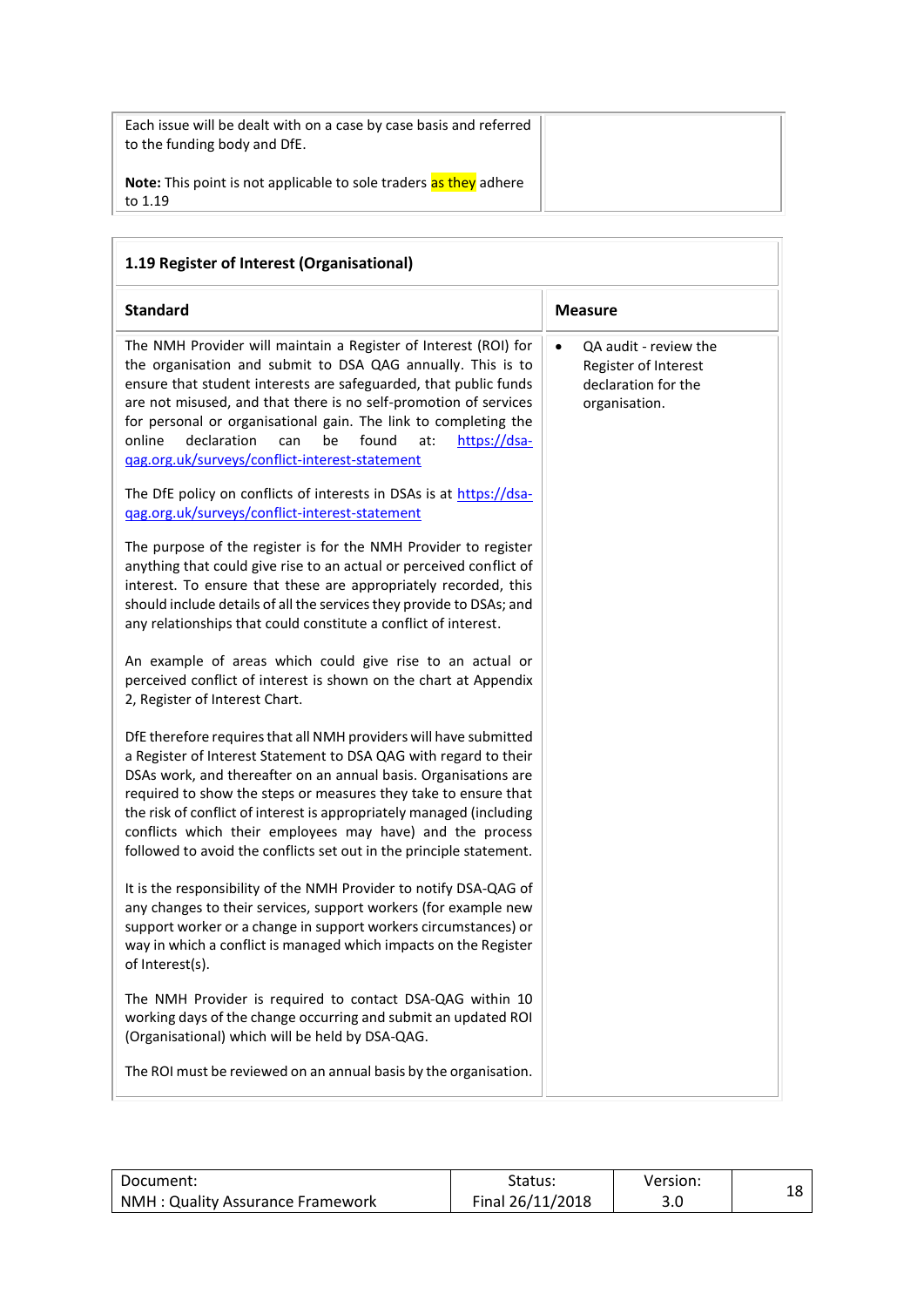| | |
|---|---|
| Each issue will be dealt with on a case by case basis and referred to the funding body and DfE.<br><br>**Note:** This point is not applicable to sole traders as they adhere to 1.19 | |

| **1.19 Register of Interest (Organisational)** | |
|---|---|
| **Standard** | **Measure** |
| The NMH Provider will maintain a Register of Interest (ROI) for the organisation and submit to DSA QAG annually. This is to ensure that student interests are safeguarded, that public funds are not misused, and that there is no self-promotion of services for personal or organisational gain. The link to completing the online declaration can be found at: [https://dsa-qag.org.uk/surveys/conflict-interest-statement](https://dsa-qag.org.uk/surveys/conflict-interest-statement)<br><br>The DfE policy on conflicts of interests in DSAs is at [https://dsa-qag.org.uk/surveys/conflict-interest-statement](https://dsa-qag.org.uk/surveys/conflict-interest-statement)<br><br>The purpose of the register is for the NMH Provider to register anything that could give rise to an actual or perceived conflict of interest. To ensure that these are appropriately recorded, this should include details of all the services they provide to DSAs; and any relationships that could constitute a conflict of interest.<br><br>An example of areas which could give rise to an actual or perceived conflict of interest is shown on the chart at Appendix 2, Register of Interest Chart.<br><br>DfE therefore requires that all NMH providers will have submitted a Register of Interest Statement to DSA QAG with regard to their DSAs work, and thereafter on an annual basis. Organisations are required to show the steps or measures they take to ensure that the risk of conflict of interest is appropriately managed (including conflicts which their employees may have) and the process followed to avoid the conflicts set out in the principle statement.<br><br>It is the responsibility of the NMH Provider to notify DSA-QAG of any changes to their services, support workers (for example new support worker or a change in support workers circumstances) or way in which a conflict is managed which impacts on the Register of Interest(s).<br><br>The NMH Provider is required to contact DSA-QAG within 10 working days of the change occurring and submit an updated ROI (Organisational) which will be held by DSA-QAG.<br><br>The ROI must be reviewed on an annual basis by the organisation. | • QA audit - review the Register of Interest declaration for the organisation. |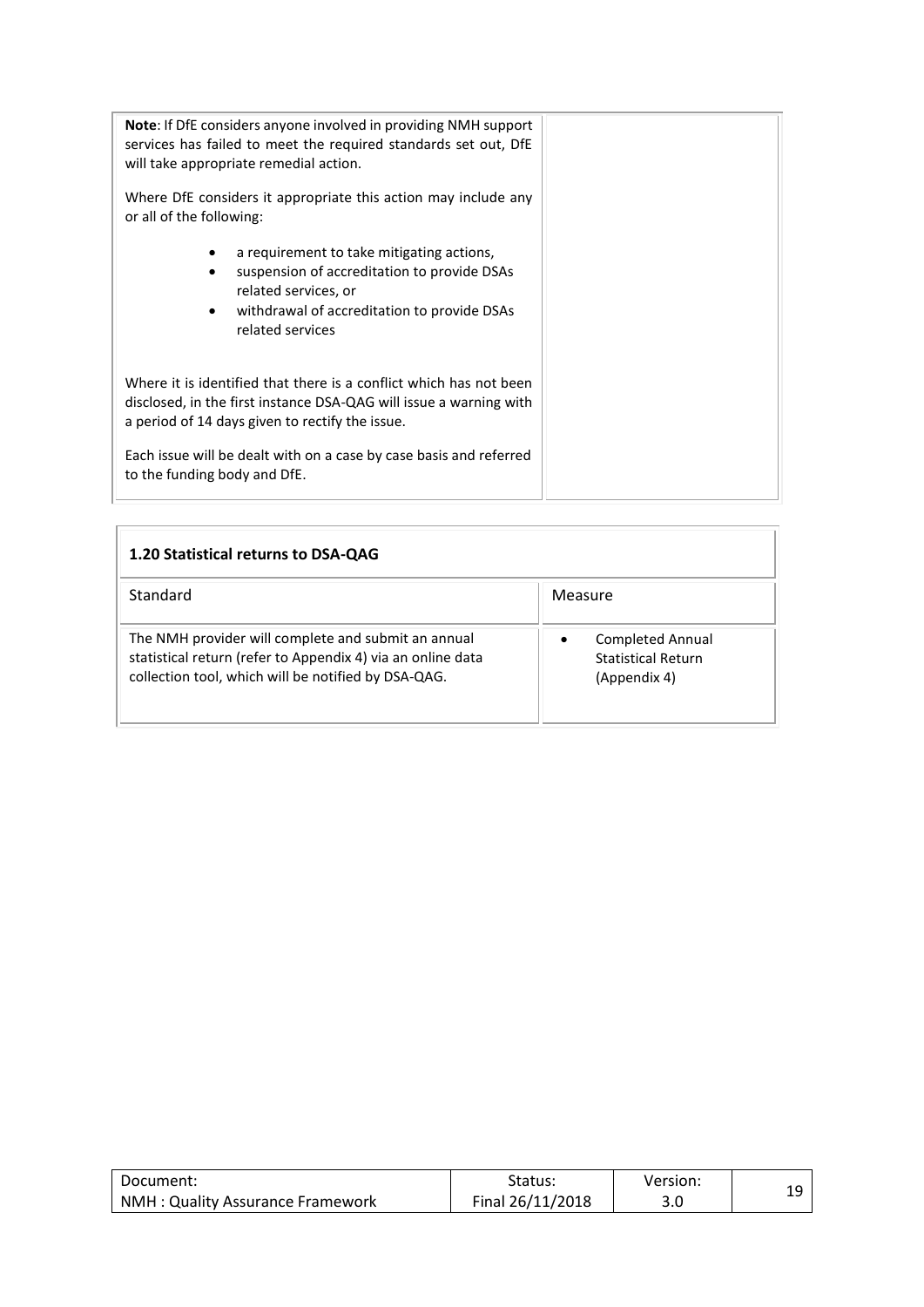| | |
|---|---|
| **Note**: If DfE considers anyone involved in providing NMH support services has failed to meet the required standards set out, DfE will take appropriate remedial action.<br><br>Where DfE considers it appropriate this action may include any or all of the following:<br><br>• a requirement to take mitigating actions,<br>• suspension of accreditation to provide DSAs related services, or<br>• withdrawal of accreditation to provide DSAs related services<br><br>Where it is identified that there is a conflict which has not been disclosed, in the first instance DSA-QAG will issue a warning with a period of 14 days given to rectify the issue.<br><br>Each issue will be dealt with on a case by case basis and referred to the funding body and DfE. | |

| **1.20 Statistical returns to DSA-QAG** | |
|---|---|
| Standard | Measure |
| The NMH provider will complete and submit an annual statistical return (refer to Appendix 4) via an online data collection tool, which will be notified by DSA-QAG. | • Completed Annual Statistical Return (Appendix 4) |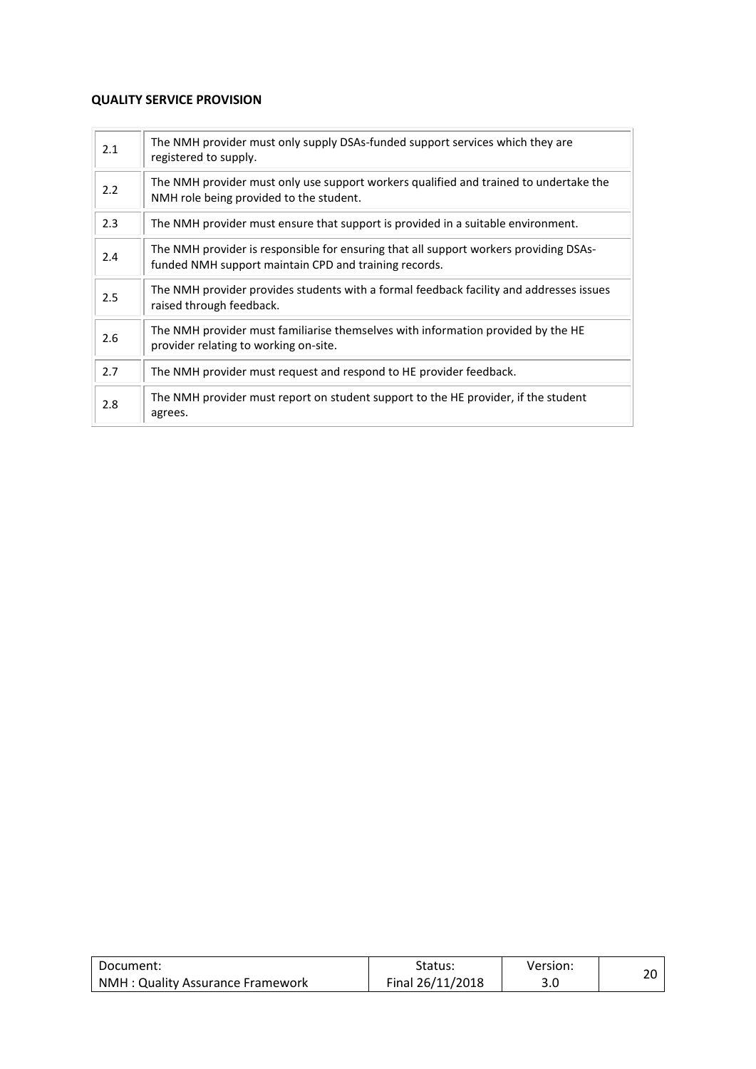**QUALITY SERVICE PROVISION**

| | |
|---|---|
| 2.1 | The NMH provider must only supply DSAs-funded support services which they are registered to supply. |
| 2.2 | The NMH provider must only use support workers qualified and trained to undertake the NMH role being provided to the student. |
| 2.3 | The NMH provider must ensure that support is provided in a suitable environment. |
| 2.4 | The NMH provider is responsible for ensuring that all support workers providing DSAs-funded NMH support maintain CPD and training records. |
| 2.5 | The NMH provider provides students with a formal feedback facility and addresses issues raised through feedback. |
| 2.6 | The NMH provider must familiarise themselves with information provided by the HE provider relating to working on-site. |
| 2.7 | The NMH provider must request and respond to HE provider feedback. |
| 2.8 | The NMH provider must report on student support to the HE provider, if the student agrees. |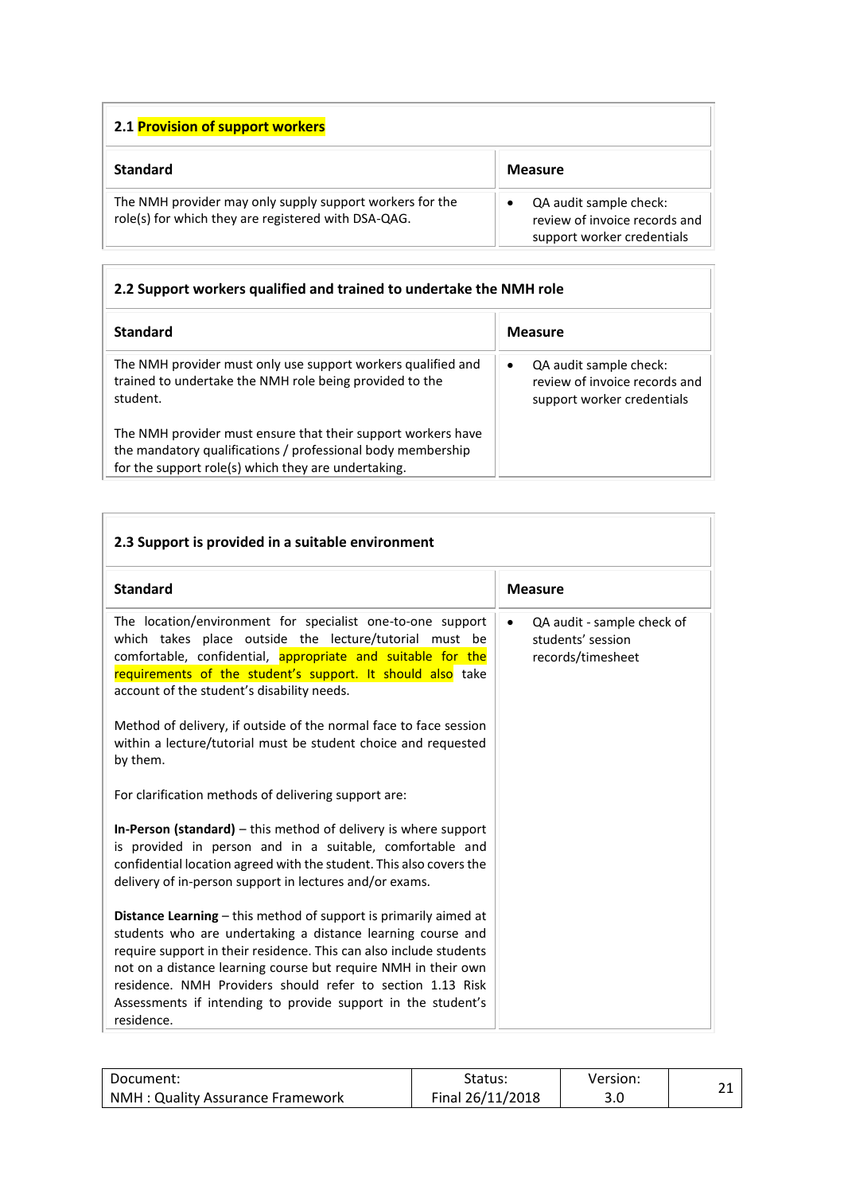### 2.1 Provision of support workers

| Standard | Measure |
|---|---|
| The NMH provider may only supply support workers for the role(s) for which they are registered with DSA-QAG. | • QA audit sample check: review of invoice records and support worker credentials |

### 2.2 Support workers qualified and trained to undertake the NMH role

| Standard | Measure |
|---|---|
| The NMH provider must only use support workers qualified and trained to undertake the NMH role being provided to the student.<br><br>The NMH provider must ensure that their support workers have the mandatory qualifications / professional body membership for the support role(s) which they are undertaking. | • QA audit sample check: review of invoice records and support worker credentials |

### 2.3 Support is provided in a suitable environment

| Standard | Measure |
|---|---|
| The location/environment for specialist one-to-one support which takes place outside the lecture/tutorial must be comfortable, confidential, appropriate and suitable for the requirements of the student's support. It should also take account of the student's disability needs.<br><br>Method of delivery, if outside of the normal face to face session within a lecture/tutorial must be student choice and requested by them.<br><br>For clarification methods of delivering support are:<br><br>**In-Person (standard)** – this method of delivery is where support is provided in person and in a suitable, comfortable and confidential location agreed with the student. This also covers the delivery of in-person support in lectures and/or exams.<br><br>**Distance Learning** – this method of support is primarily aimed at students who are undertaking a distance learning course and require support in their residence. This can also include students not on a distance learning course but require NMH in their own residence. NMH Providers should refer to section 1.13 Risk Assessments if intending to provide support in the student's residence. | • QA audit - sample check of students' session records/timesheet |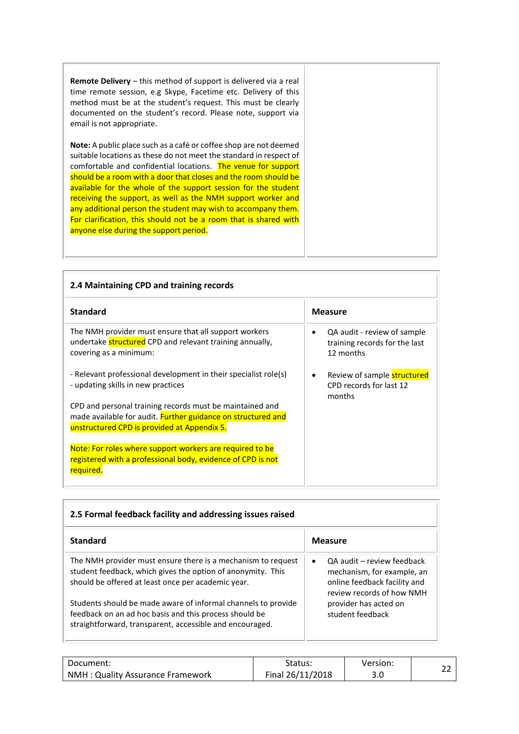| | |
|---|---|
| **Remote Delivery** – this method of support is delivered via a real time remote session, e.g Skype, Facetime etc. Delivery of this method must be at the student's request. This must be clearly documented on the student's record. Please note, support via email is not appropriate.<br><br>**Note:** A public place such as a café or coffee shop are not deemed suitable locations as these do not meet the standard in respect of comfortable and confidential locations. The venue for support should be a room with a door that closes and the room should be available for the whole of the support session for the student receiving the support, as well as the NMH support worker and any additional person the student may wish to accompany them. For clarification, this should not be a room that is shared with anyone else during the support period. | |

### 2.4 Maintaining CPD and training records

| Standard | Measure |
|---|---|
| The NMH provider must ensure that all support workers undertake structured CPD and relevant training annually, covering as a minimum:<br><br>- Relevant professional development in their specialist role(s)<br>- updating skills in new practices<br><br>CPD and personal training records must be maintained and made available for audit. Further guidance on structured and unstructured CPD is provided at Appendix 5.<br><br>Note: For roles where support workers are required to be registered with a professional body, evidence of CPD is not required. | • QA audit - review of sample training records for the last 12 months<br><br>• Review of sample structured CPD records for last 12 months |

### 2.5 Formal feedback facility and addressing issues raised

| Standard | Measure |
|---|---|
| The NMH provider must ensure there is a mechanism to request student feedback, which gives the option of anonymity. This should be offered at least once per academic year.<br><br>Students should be made aware of informal channels to provide feedback on an ad hoc basis and this process should be straightforward, transparent, accessible and encouraged. | • QA audit – review feedback mechanism, for example, an online feedback facility and review records of how NMH provider has acted on student feedback |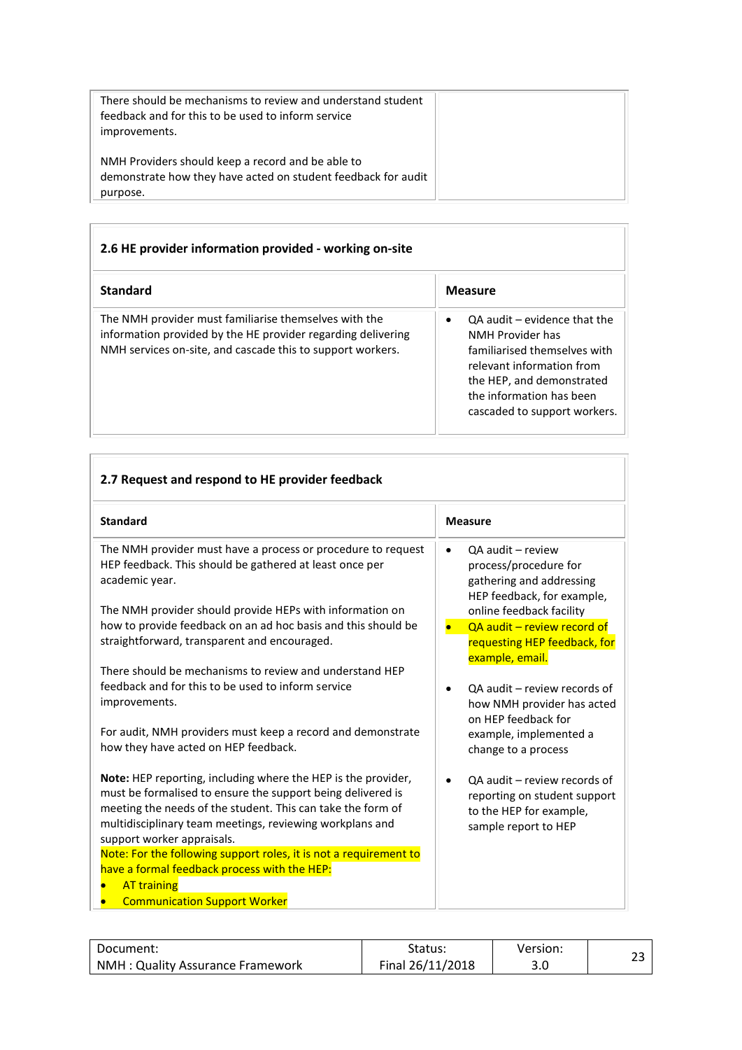| | |
|---|---|
| There should be mechanisms to review and understand student feedback and for this to be used to inform service improvements.<br><br>NMH Providers should keep a record and be able to demonstrate how they have acted on student feedback for audit purpose. | |

**2.6 HE provider information provided - working on-site**

| Standard | Measure |
|---|---|
| The NMH provider must familiarise themselves with the information provided by the HE provider regarding delivering NMH services on-site, and cascade this to support workers. | • QA audit – evidence that the NMH Provider has familiarised themselves with relevant information from the HEP, and demonstrated the information has been cascaded to support workers. |

**2.7 Request and respond to HE provider feedback**

| Standard | Measure |
|---|---|
| The NMH provider must have a process or procedure to request HEP feedback. This should be gathered at least once per academic year.<br><br>The NMH provider should provide HEPs with information on how to provide feedback on an ad hoc basis and this should be straightforward, transparent and encouraged. | • QA audit – review process/procedure for gathering and addressing HEP feedback, for example, online feedback facility<br>• QA audit – review record of requesting HEP feedback, for example, email. |
| There should be mechanisms to review and understand HEP feedback and for this to be used to inform service improvements.<br><br>For audit, NMH providers must keep a record and demonstrate how they have acted on HEP feedback. | • QA audit – review records of how NMH provider has acted on HEP feedback for example, implemented a change to a process |
| **Note:** HEP reporting, including where the HEP is the provider, must be formalised to ensure the support being delivered is meeting the needs of the student. This can take the form of multidisciplinary team meetings, reviewing workplans and support worker appraisals.<br>Note: For the following support roles, it is not a requirement to have a formal feedback process with the HEP:<br>• AT training<br>• Communication Support Worker | • QA audit – review records of reporting on student support to the HEP for example, sample report to HEP |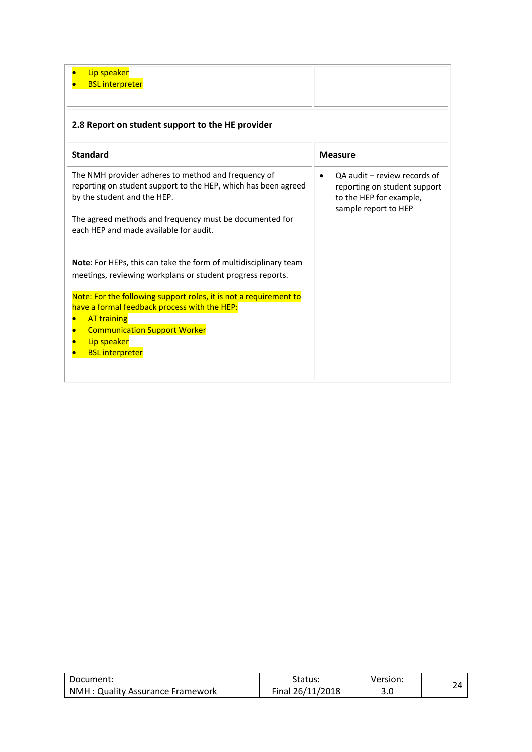- Lip speaker
- BSL interpreter

### 2.8 Report on student support to the HE provider

| Standard | Measure |
|---|---|
| The NMH provider adheres to method and frequency of reporting on student support to the HEP, which has been agreed by the student and the HEP.<br><br>The agreed methods and frequency must be documented for each HEP and made available for audit.<br><br>**Note**: For HEPs, this can take the form of multidisciplinary team meetings, reviewing workplans or student progress reports.<br><br>Note: For the following support roles, it is not a requirement to have a formal feedback process with the HEP:<br>• AT training<br>• Communication Support Worker<br>• Lip speaker<br>• BSL interpreter | • QA audit – review records of reporting on student support to the HEP for example, sample report to HEP |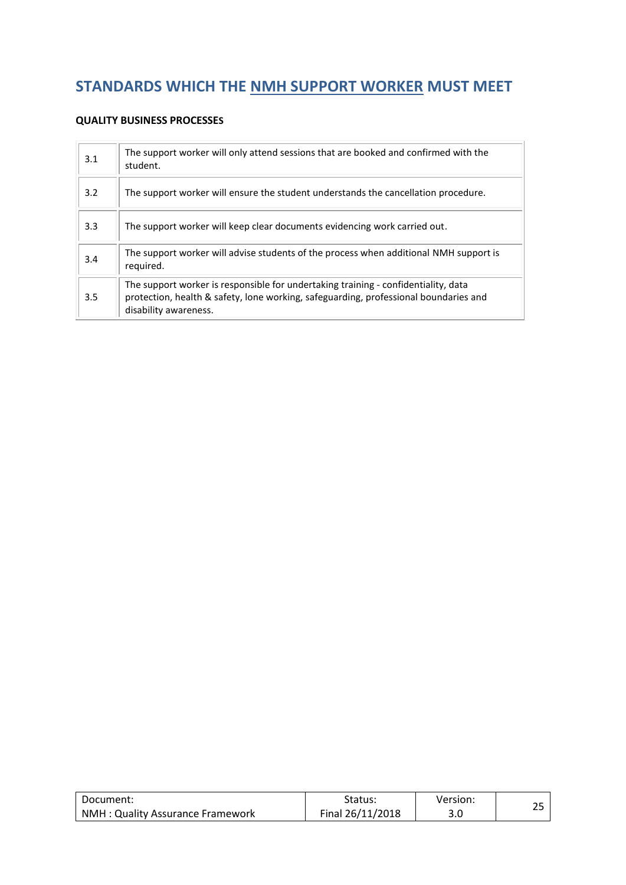## STANDARDS WHICH THE NMH SUPPORT WORKER MUST MEET

**QUALITY BUSINESS PROCESSES**

| | |
|---|---|
| 3.1 | The support worker will only attend sessions that are booked and confirmed with the student. |
| 3.2 | The support worker will ensure the student understands the cancellation procedure. |
| 3.3 | The support worker will keep clear documents evidencing work carried out. |
| 3.4 | The support worker will advise students of the process when additional NMH support is required. |
| 3.5 | The support worker is responsible for undertaking training - confidentiality, data protection, health & safety, lone working, safeguarding, professional boundaries and disability awareness. |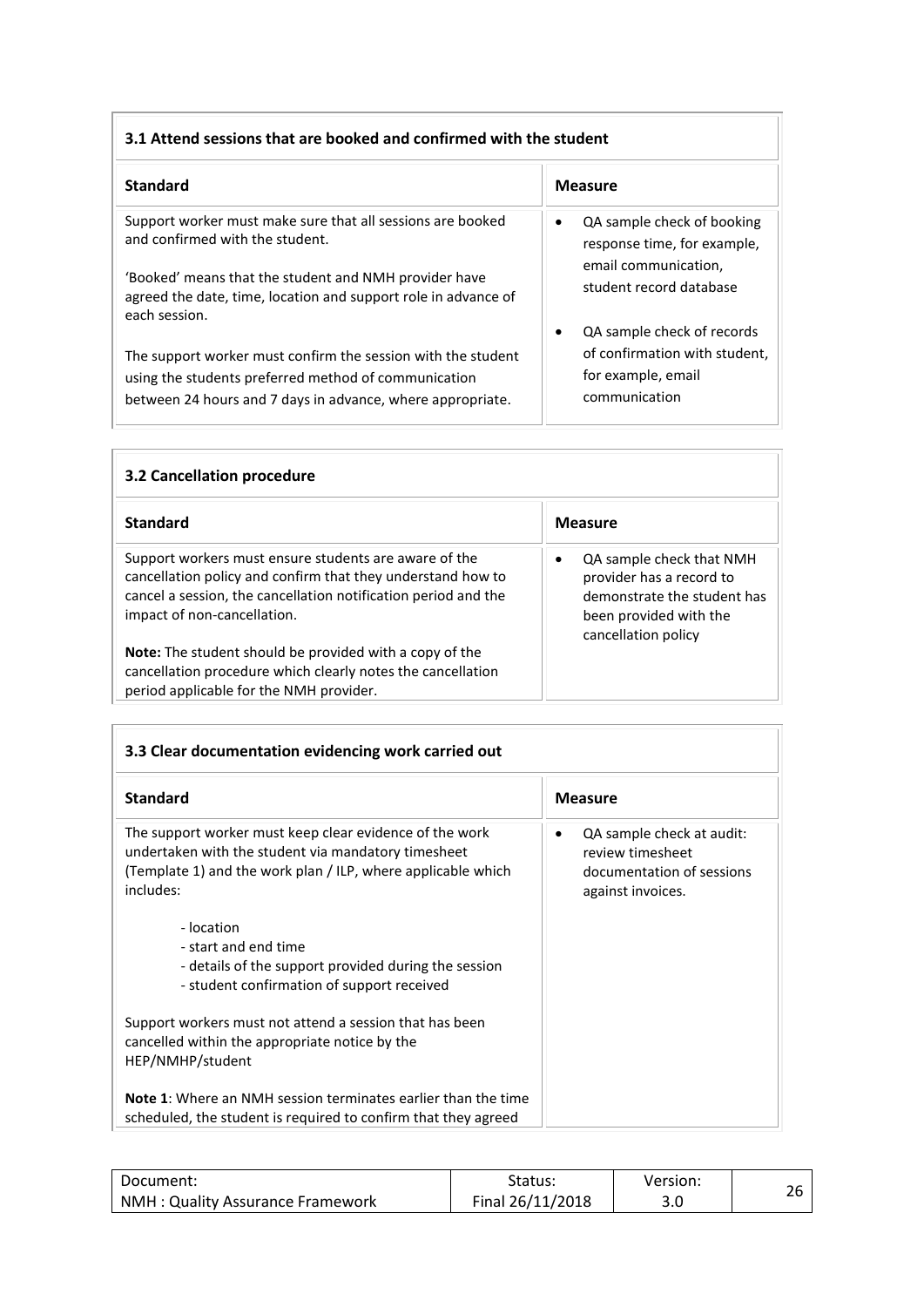### 3.1 Attend sessions that are booked and confirmed with the student

| Standard | Measure |
|---|---|
| Support worker must make sure that all sessions are booked and confirmed with the student.<br><br>'Booked' means that the student and NMH provider have agreed the date, time, location and support role in advance of each session.<br><br>The support worker must confirm the session with the student using the students preferred method of communication between 24 hours and 7 days in advance, where appropriate. | • QA sample check of booking response time, for example, email communication, student record database<br><br>• QA sample check of records of confirmation with student, for example, email communication |

### 3.2 Cancellation procedure

| Standard | Measure |
|---|---|
| Support workers must ensure students are aware of the cancellation policy and confirm that they understand how to cancel a session, the cancellation notification period and the impact of non-cancellation.<br><br>**Note:** The student should be provided with a copy of the cancellation procedure which clearly notes the cancellation period applicable for the NMH provider. | • QA sample check that NMH provider has a record to demonstrate the student has been provided with the cancellation policy |

### 3.3 Clear documentation evidencing work carried out

| Standard | Measure |
|---|---|
| The support worker must keep clear evidence of the work undertaken with the student via mandatory timesheet (Template 1) and the work plan / ILP, where applicable which includes:<br><br>- location<br>- start and end time<br>- details of the support provided during the session<br>- student confirmation of support received<br><br>Support workers must not attend a session that has been cancelled within the appropriate notice by the HEP/NMHP/student<br><br>**Note 1**: Where an NMH session terminates earlier than the time scheduled, the student is required to confirm that they agreed | • QA sample check at audit: review timesheet documentation of sessions against invoices. |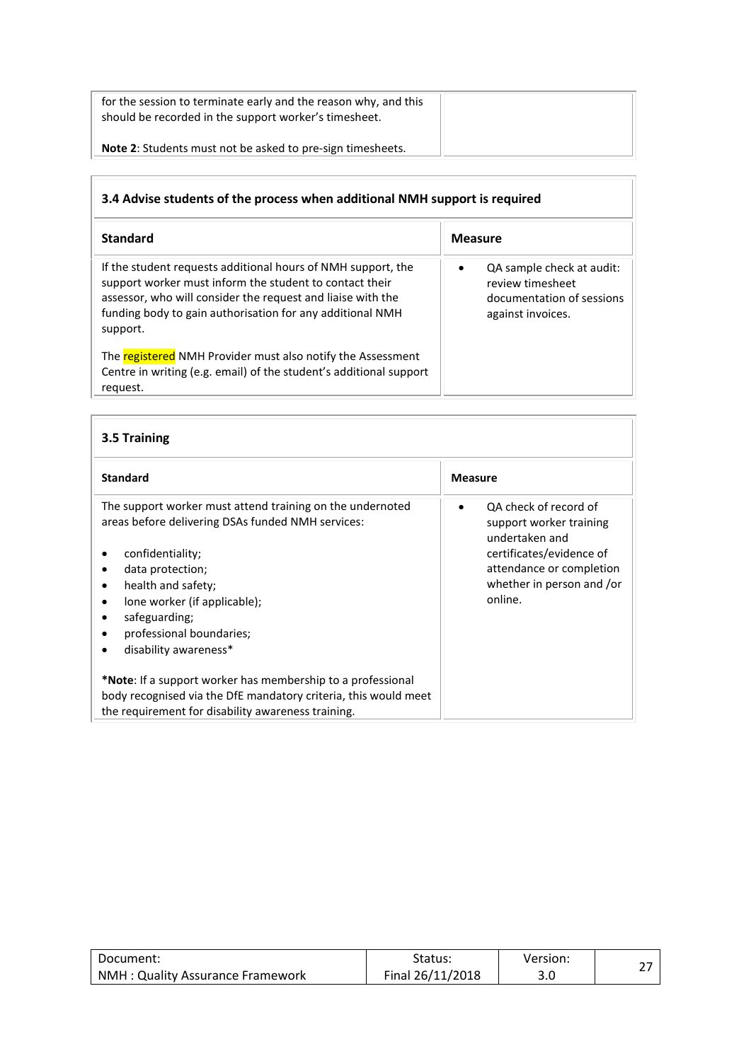| | |
|---|---|
| for the session to terminate early and the reason why, and this should be recorded in the support worker's timesheet.<br><br>**Note 2**: Students must not be asked to pre-sign timesheets. | |

### 3.4 Advise students of the process when additional NMH support is required

| **Standard** | **Measure** |
|---|---|
| If the student requests additional hours of NMH support, the support worker must inform the student to contact their assessor, who will consider the request and liaise with the funding body to gain authorisation for any additional NMH support.<br><br>The registered NMH Provider must also notify the Assessment Centre in writing (e.g. email) of the student's additional support request. | • QA sample check at audit: review timesheet documentation of sessions against invoices. |

### 3.5 Training

| **Standard** | **Measure** |
|---|---|
| The support worker must attend training on the undernoted areas before delivering DSAs funded NMH services:<br><br>• confidentiality;<br>• data protection;<br>• health and safety;<br>• lone worker (if applicable);<br>• safeguarding;<br>• professional boundaries;<br>• disability awareness*<br><br>***Note**: If a support worker has membership to a professional body recognised via the DfE mandatory criteria, this would meet the requirement for disability awareness training. | • QA check of record of support worker training undertaken and certificates/evidence of attendance or completion whether in person and /or online. |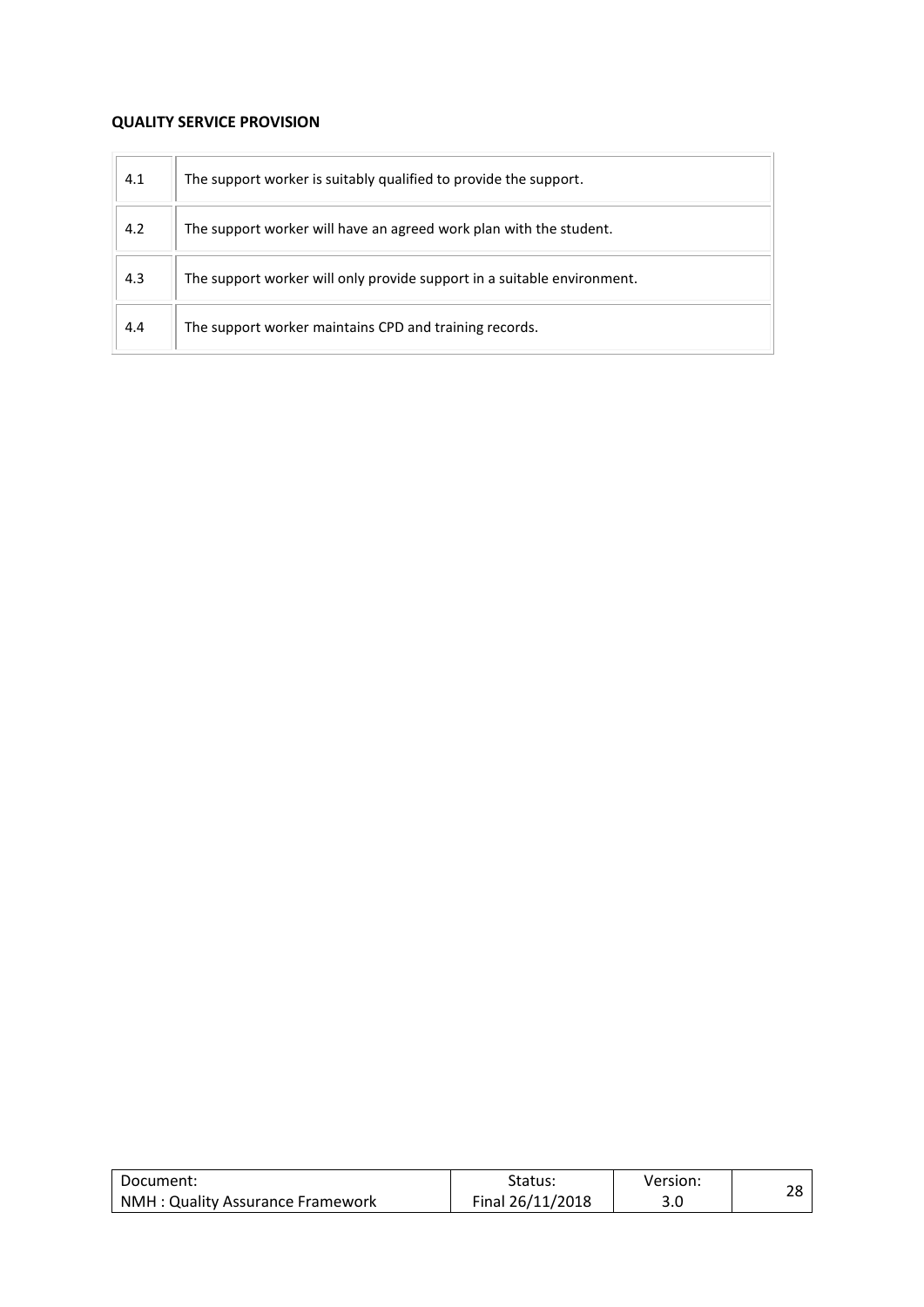**QUALITY SERVICE PROVISION**

| | |
|---|---|
| 4.1 | The support worker is suitably qualified to provide the support. |
| 4.2 | The support worker will have an agreed work plan with the student. |
| 4.3 | The support worker will only provide support in a suitable environment. |
| 4.4 | The support worker maintains CPD and training records. |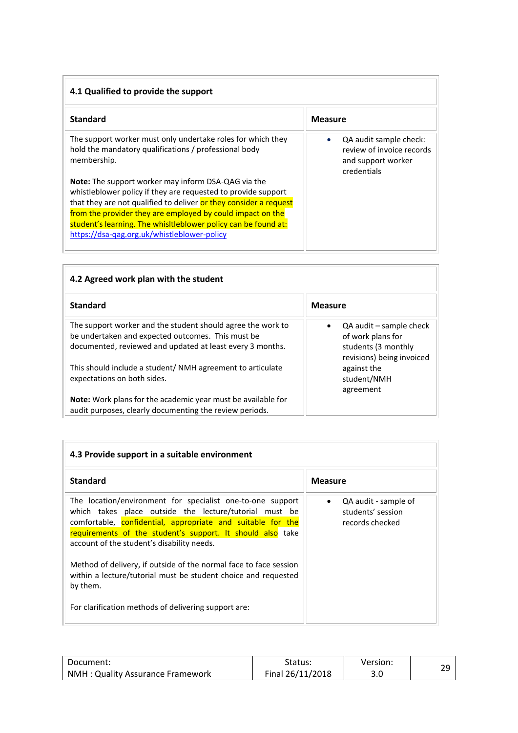### 4.1 Qualified to provide the support

| Standard | Measure |
|---|---|
| The support worker must only undertake roles for which they hold the mandatory qualifications / professional body membership.<br><br>**Note:** The support worker may inform DSA-QAG via the whistleblower policy if they are requested to provide support that they are not qualified to deliver or they consider a request from the provider they are employed by could impact on the student's learning. The whisltleblower policy can be found at: https://dsa-qag.org.uk/whistleblower-policy | • QA audit sample check: review of invoice records and support worker credentials |

### 4.2 Agreed work plan with the student

| Standard | Measure |
|---|---|
| The support worker and the student should agree the work to be undertaken and expected outcomes. This must be documented, reviewed and updated at least every 3 months.<br><br>This should include a student/ NMH agreement to articulate expectations on both sides.<br><br>**Note:** Work plans for the academic year must be available for audit purposes, clearly documenting the review periods. | • QA audit – sample check of work plans for students (3 monthly revisions) being invoiced against the student/NMH agreement |

### 4.3 Provide support in a suitable environment

| Standard | Measure |
|---|---|
| The location/environment for specialist one-to-one support which takes place outside the lecture/tutorial must be comfortable, confidential, appropriate and suitable for the requirements of the student's support. It should also take account of the student's disability needs.<br><br>Method of delivery, if outside of the normal face to face session within a lecture/tutorial must be student choice and requested by them.<br><br>For clarification methods of delivering support are: | • QA audit - sample of students' session records checked |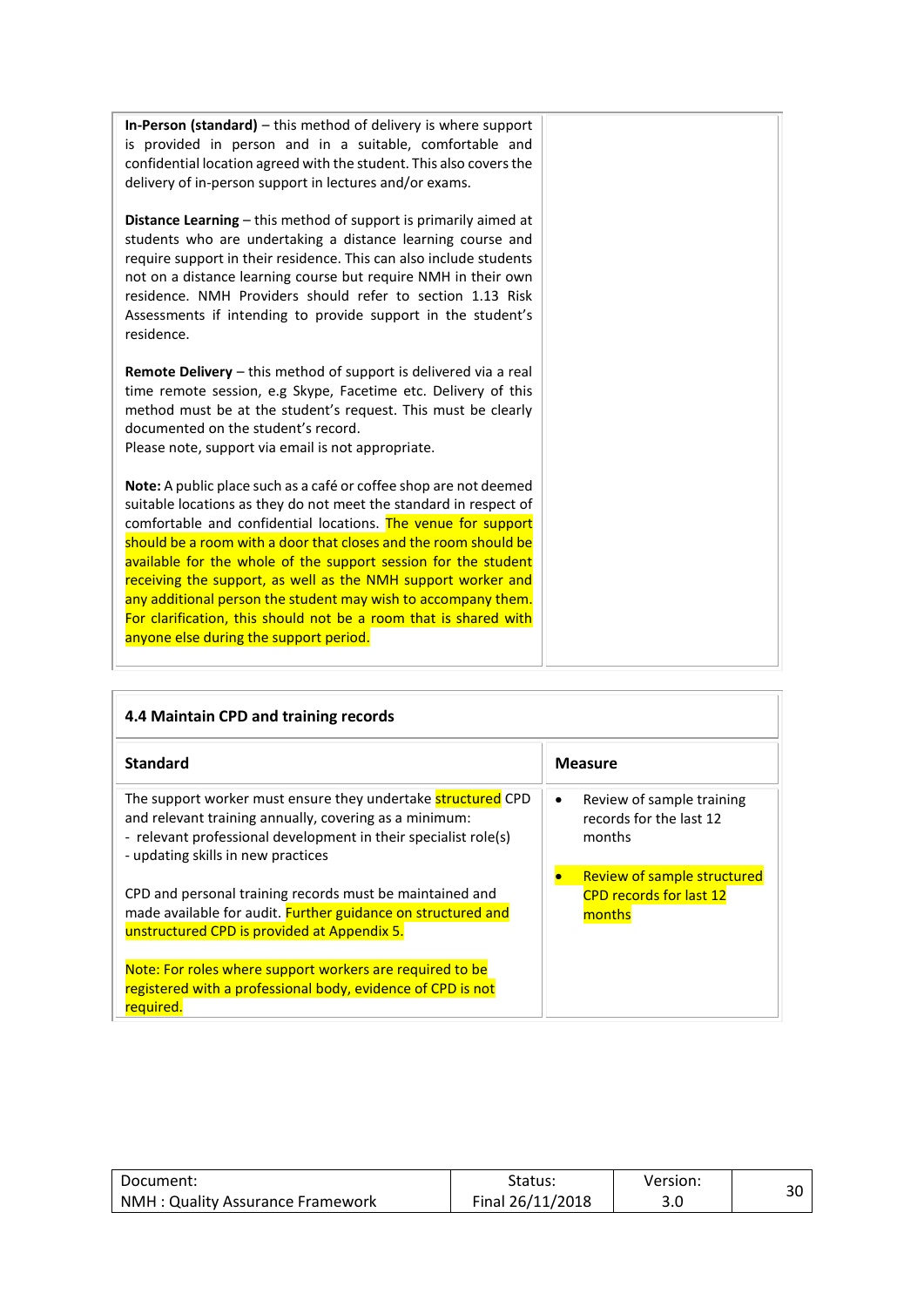| | |
|---|---|
| **In-Person (standard)** – this method of delivery is where support is provided in person and in a suitable, comfortable and confidential location agreed with the student. This also covers the delivery of in-person support in lectures and/or exams.<br><br>**Distance Learning** – this method of support is primarily aimed at students who are undertaking a distance learning course and require support in their residence. This can also include students not on a distance learning course but require NMH in their own residence. NMH Providers should refer to section 1.13 Risk Assessments if intending to provide support in the student's residence.<br><br>**Remote Delivery** – this method of support is delivered via a real time remote session, e.g Skype, Facetime etc. Delivery of this method must be at the student's request. This must be clearly documented on the student's record.<br>Please note, support via email is not appropriate.<br><br>**Note:** A public place such as a café or coffee shop are not deemed suitable locations as they do not meet the standard in respect of comfortable and confidential locations. The venue for support should be a room with a door that closes and the room should be available for the whole of the support session for the student receiving the support, as well as the NMH support worker and any additional person the student may wish to accompany them. For clarification, this should not be a room that is shared with anyone else during the support period. | |

**4.4 Maintain CPD and training records**

| Standard | Measure |
|---|---|
| The support worker must ensure they undertake structured CPD and relevant training annually, covering as a minimum:<br>- relevant professional development in their specialist role(s)<br>- updating skills in new practices<br><br>CPD and personal training records must be maintained and made available for audit. Further guidance on structured and unstructured CPD is provided at Appendix 5.<br><br>Note: For roles where support workers are required to be registered with a professional body, evidence of CPD is not required. | • Review of sample training records for the last 12 months<br><br>• Review of sample structured CPD records for last 12 months |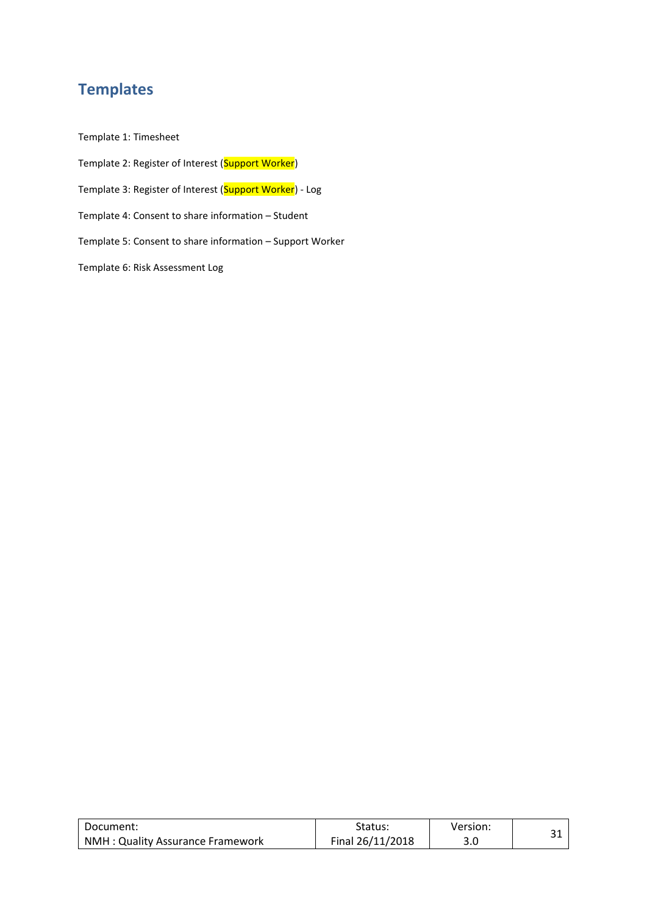# Templates

Template 1: Timesheet

Template 2: Register of Interest (Support Worker)

Template 3: Register of Interest (Support Worker) - Log

Template 4: Consent to share information – Student

Template 5: Consent to share information – Support Worker

Template 6: Risk Assessment Log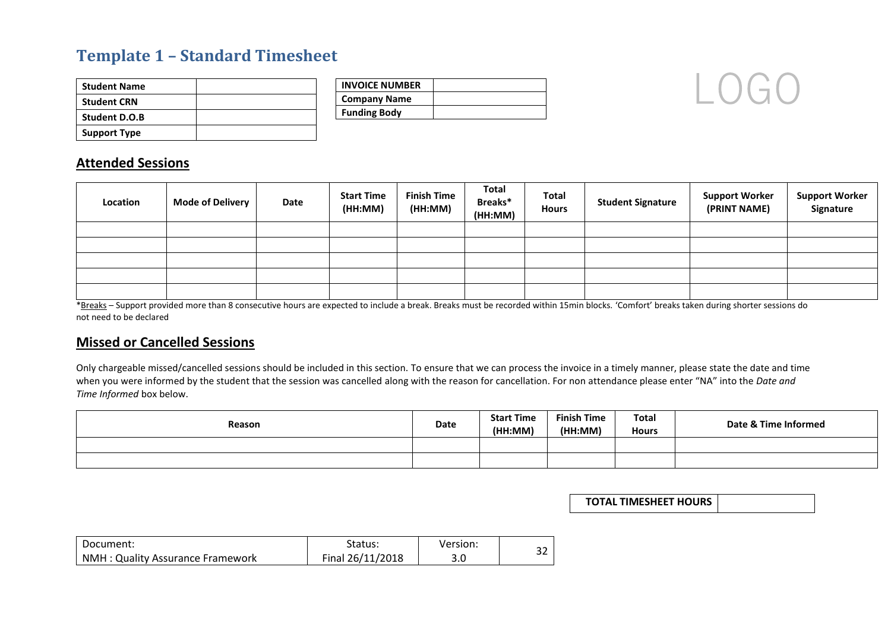## Template 1 – Standard Timesheet

| Student Name | |
|---|---|
| Student CRN | |
| Student D.O.B | |
| Support Type | |

| INVOICE NUMBER | |
|---|---|
| Company Name | |
| Funding Body | |

LOGO

### Attended Sessions

| Location | Mode of Delivery | Date | Start Time (HH:MM) | Finish Time (HH:MM) | Total Breaks* (HH:MM) | Total Hours | Student Signature | Support Worker (PRINT NAME) | Support Worker Signature |
|---|---|---|---|---|---|---|---|---|---|
| | | | | | | | | | |
| | | | | | | | | | |
| | | | | | | | | | |
| | | | | | | | | | |
| | | | | | | | | | |

*Breaks – Support provided more than 8 consecutive hours are expected to include a break. Breaks must be recorded within 15min blocks. 'Comfort' breaks taken during shorter sessions do not need to be declared

### Missed or Cancelled Sessions

Only chargeable missed/cancelled sessions should be included in this section. To ensure that we can process the invoice in a timely manner, please state the date and time when you were informed by the student that the session was cancelled along with the reason for cancellation. For non attendance please enter "NA" into the *Date and Time Informed* box below.

| Reason | Date | Start Time (HH:MM) | Finish Time (HH:MM) | Total Hours | Date & Time Informed |
|---|---|---|---|---|---|
| | | | | | |
| | | | | | |

| TOTAL TIMESHEET HOURS | |
|---|---|

| Document: NMH : Quality Assurance Framework | Status: Final 26/11/2018 | Version: 3.0 | 32 |
|---|---|---|---|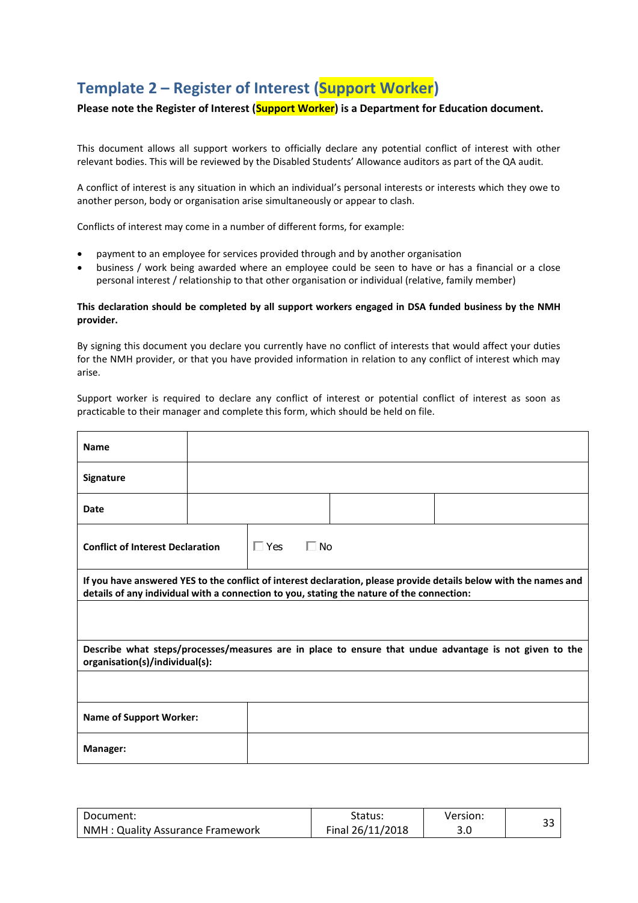## Template 2 – Register of Interest (Support Worker)

**Please note the Register of Interest (Support Worker) is a Department for Education document.**

This document allows all support workers to officially declare any potential conflict of interest with other relevant bodies. This will be reviewed by the Disabled Students' Allowance auditors as part of the QA audit.

A conflict of interest is any situation in which an individual's personal interests or interests which they owe to another person, body or organisation arise simultaneously or appear to clash.

Conflicts of interest may come in a number of different forms, for example:

- payment to an employee for services provided through and by another organisation
- business / work being awarded where an employee could be seen to have or has a financial or a close personal interest / relationship to that other organisation or individual (relative, family member)

**This declaration should be completed by all support workers engaged in DSA funded business by the NMH provider.**

By signing this document you declare you currently have no conflict of interests that would affect your duties for the NMH provider, or that you have provided information in relation to any conflict of interest which may arise.

Support worker is required to declare any conflict of interest or potential conflict of interest as soon as practicable to their manager and complete this form, which should be held on file.

| | | | |
|---|---|---|---|
| **Name** | | | |
| **Signature** | | | |
| **Date** | | | |
| **Conflict of Interest Declaration** | ☐ Yes ☐ No | | |
| **If you have answered YES to the conflict of interest declaration, please provide details below with the names and details of any individual with a connection to you, stating the nature of the connection:** | | | |
| | | | |
| **Describe what steps/processes/measures are in place to ensure that undue advantage is not given to the organisation(s)/individual(s):** | | | |
| | | | |
| **Name of Support Worker:** | | | |
| **Manager:** | | | |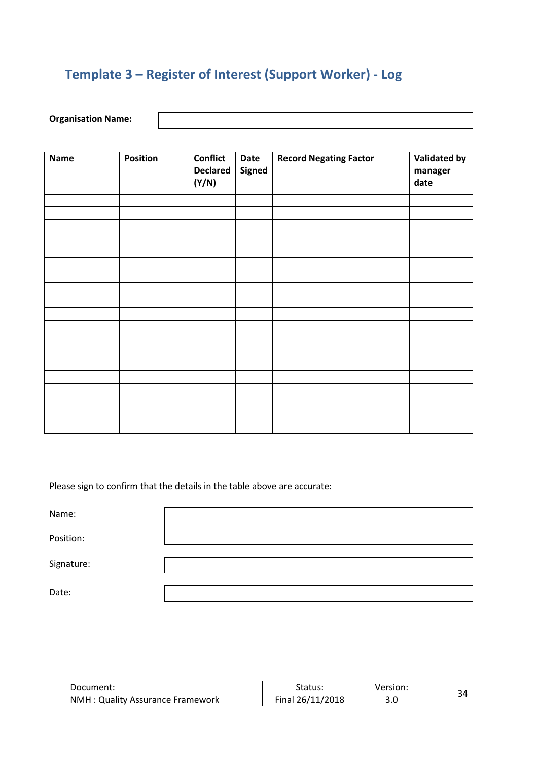## Template 3 – Register of Interest (Support Worker) - Log

**Organisation Name:**

| Name | Position | Conflict Declared (Y/N) | Date Signed | Record Negating Factor | Validated by manager date |
|---|---|---|---|---|---|
| | | | | | |
| | | | | | |
| | | | | | |
| | | | | | |
| | | | | | |
| | | | | | |
| | | | | | |
| | | | | | |
| | | | | | |
| | | | | | |
| | | | | | |
| | | | | | |
| | | | | | |
| | | | | | |
| | | | | | |
| | | | | | |
| | | | | | |
| | | | | | |
| | | | | | |

Please sign to confirm that the details in the table above are accurate:

Name:

Position:

Signature:

Date: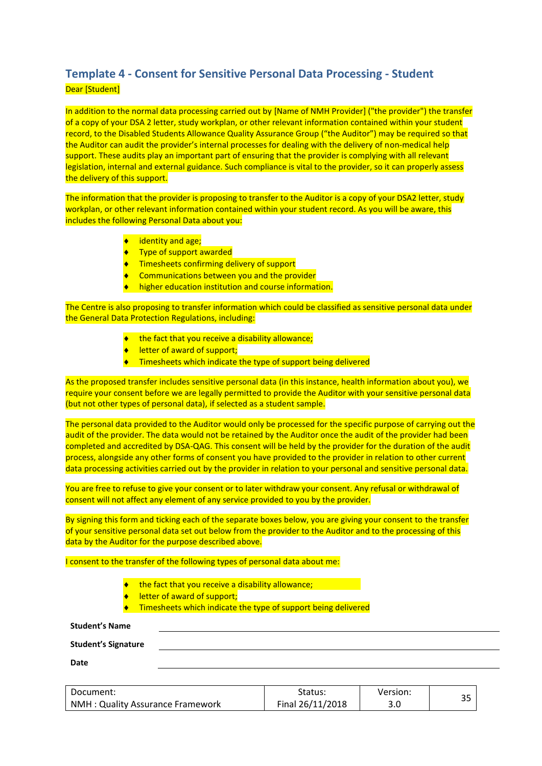## Template 4 - Consent for Sensitive Personal Data Processing - Student

Dear [Student]

In addition to the normal data processing carried out by [Name of NMH Provider] ("the provider") the transfer of a copy of your DSA 2 letter, study workplan, or other relevant information contained within your student record, to the Disabled Students Allowance Quality Assurance Group ("the Auditor") may be required so that the Auditor can audit the provider's internal processes for dealing with the delivery of non-medical help support. These audits play an important part of ensuring that the provider is complying with all relevant legislation, internal and external guidance. Such compliance is vital to the provider, so it can properly assess the delivery of this support.

The information that the provider is proposing to transfer to the Auditor is a copy of your DSA2 letter, study workplan, or other relevant information contained within your student record. As you will be aware, this includes the following Personal Data about you:

- identity and age;
- Type of support awarded
- Timesheets confirming delivery of support
- Communications between you and the provider
- higher education institution and course information.

The Centre is also proposing to transfer information which could be classified as sensitive personal data under the General Data Protection Regulations, including:

- the fact that you receive a disability allowance;
- letter of award of support;
- Timesheets which indicate the type of support being delivered

As the proposed transfer includes sensitive personal data (in this instance, health information about you), we require your consent before we are legally permitted to provide the Auditor with your sensitive personal data (but not other types of personal data), if selected as a student sample.

The personal data provided to the Auditor would only be processed for the specific purpose of carrying out the audit of the provider. The data would not be retained by the Auditor once the audit of the provider had been completed and accredited by DSA-QAG. This consent will be held by the provider for the duration of the audit process, alongside any other forms of consent you have provided to the provider in relation to other current data processing activities carried out by the provider in relation to your personal and sensitive personal data.

You are free to refuse to give your consent or to later withdraw your consent. Any refusal or withdrawal of consent will not affect any element of any service provided to you by the provider.

By signing this form and ticking each of the separate boxes below, you are giving your consent to the transfer of your sensitive personal data set out below from the provider to the Auditor and to the processing of this data by the Auditor for the purpose described above.

I consent to the transfer of the following types of personal data about me:

- the fact that you receive a disability allowance;
- letter of award of support;
- Timesheets which indicate the type of support being delivered

**Student's Name** \_\_\_\_\_\_\_\_\_\_\_\_\_\_\_\_\_\_\_\_\_\_\_\_\_\_\_\_\_\_

**Student's Signature** \_\_\_\_\_\_\_\_\_\_\_\_\_\_\_\_\_\_\_\_\_\_\_\_\_\_\_\_\_\_

**Date** \_\_\_\_\_\_\_\_\_\_\_\_\_\_\_\_\_\_\_\_\_\_\_\_\_\_\_\_\_\_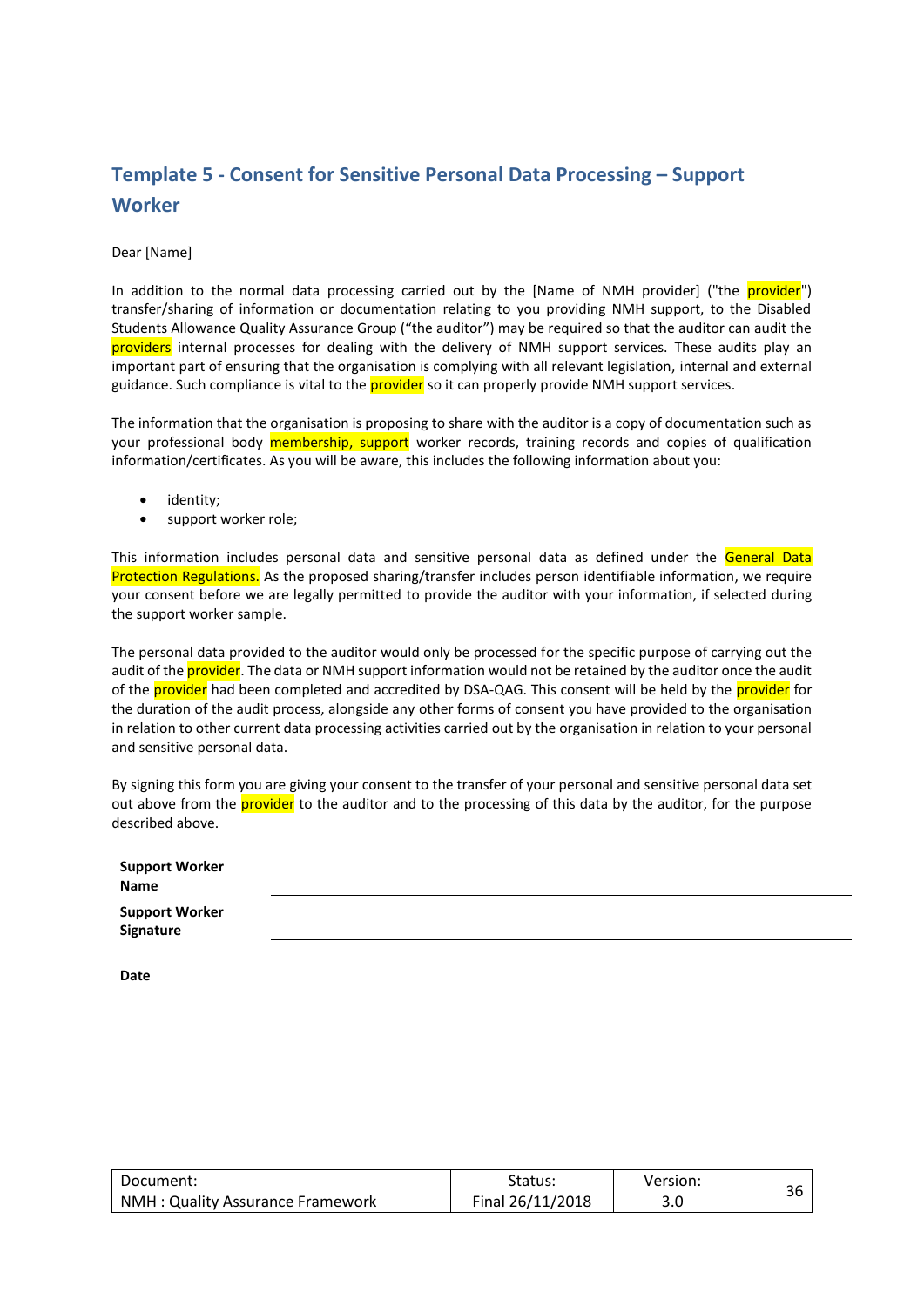## Template 5 - Consent for Sensitive Personal Data Processing – Support Worker

Dear [Name]

In addition to the normal data processing carried out by the [Name of NMH provider] ("the provider") transfer/sharing of information or documentation relating to you providing NMH support, to the Disabled Students Allowance Quality Assurance Group ("the auditor") may be required so that the auditor can audit the providers internal processes for dealing with the delivery of NMH support services. These audits play an important part of ensuring that the organisation is complying with all relevant legislation, internal and external guidance. Such compliance is vital to the provider so it can properly provide NMH support services.

The information that the organisation is proposing to share with the auditor is a copy of documentation such as your professional body membership, support worker records, training records and copies of qualification information/certificates. As you will be aware, this includes the following information about you:

- identity;
- support worker role;

This information includes personal data and sensitive personal data as defined under the General Data Protection Regulations. As the proposed sharing/transfer includes person identifiable information, we require your consent before we are legally permitted to provide the auditor with your information, if selected during the support worker sample.

The personal data provided to the auditor would only be processed for the specific purpose of carrying out the audit of the provider. The data or NMH support information would not be retained by the auditor once the audit of the provider had been completed and accredited by DSA-QAG. This consent will be held by the provider for the duration of the audit process, alongside any other forms of consent you have provided to the organisation in relation to other current data processing activities carried out by the organisation in relation to your personal and sensitive personal data.

By signing this form you are giving your consent to the transfer of your personal and sensitive personal data set out above from the provider to the auditor and to the processing of this data by the auditor, for the purpose described above.

**Support Worker Name** ______________________________

**Support Worker Signature** ______________________________

**Date** ______________________________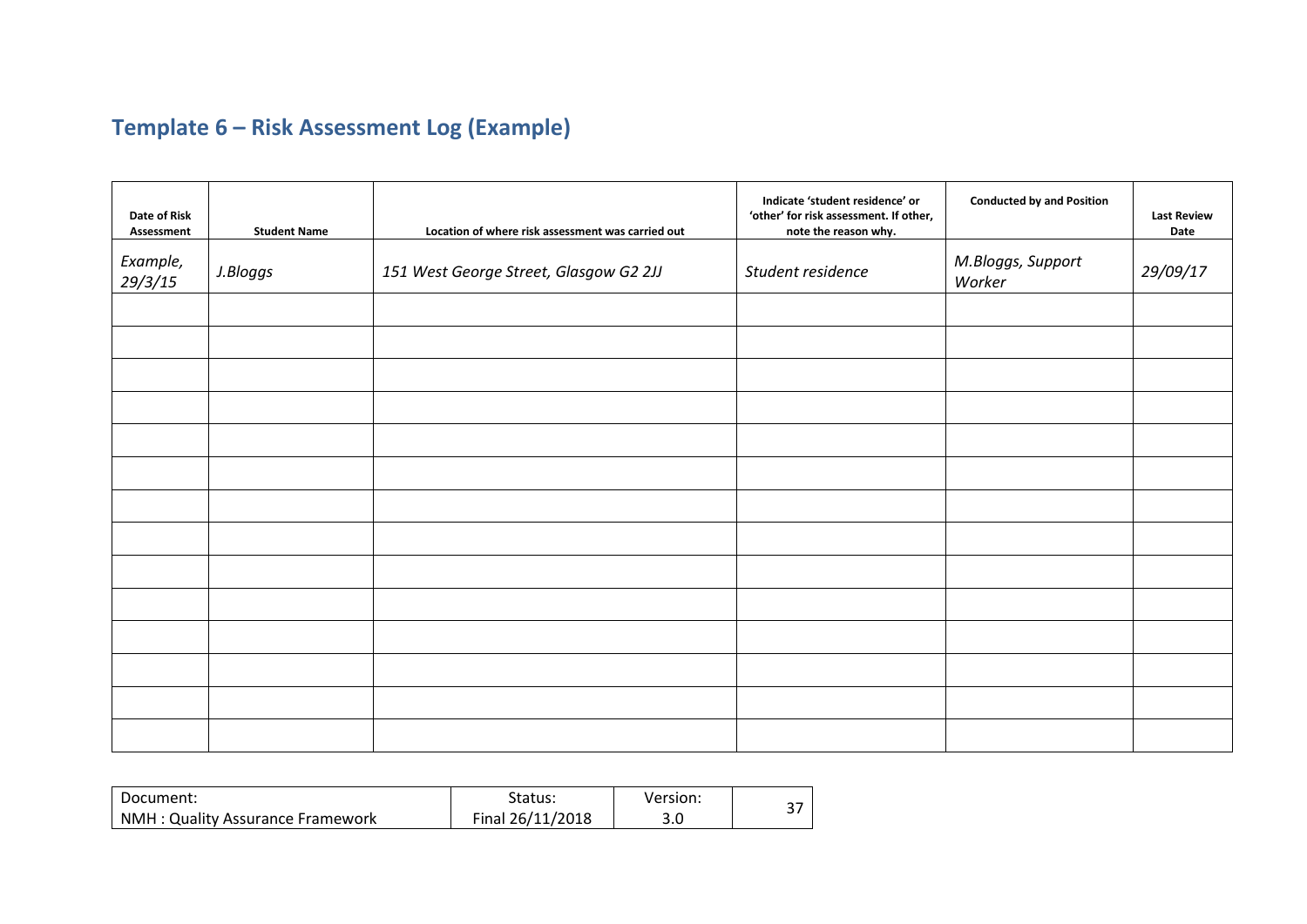## Template 6 – Risk Assessment Log (Example)

| Date of Risk Assessment | Student Name | Location of where risk assessment was carried out | Indicate 'student residence' or 'other' for risk assessment. If other, note the reason why. | Conducted by and Position | Last Review Date |
|---|---|---|---|---|---|
| *Example, 29/3/15* | *J.Bloggs* | *151 West George Street, Glasgow G2 2JJ* | *Student residence* | *M.Bloggs, Support Worker* | *29/09/17* |
| | | | | | |
| | | | | | |
| | | | | | |
| | | | | | |
| | | | | | |
| | | | | | |
| | | | | | |
| | | | | | |
| | | | | | |
| | | | | | |
| | | | | | |
| | | | | | |
| | | | | | |
| | | | | | |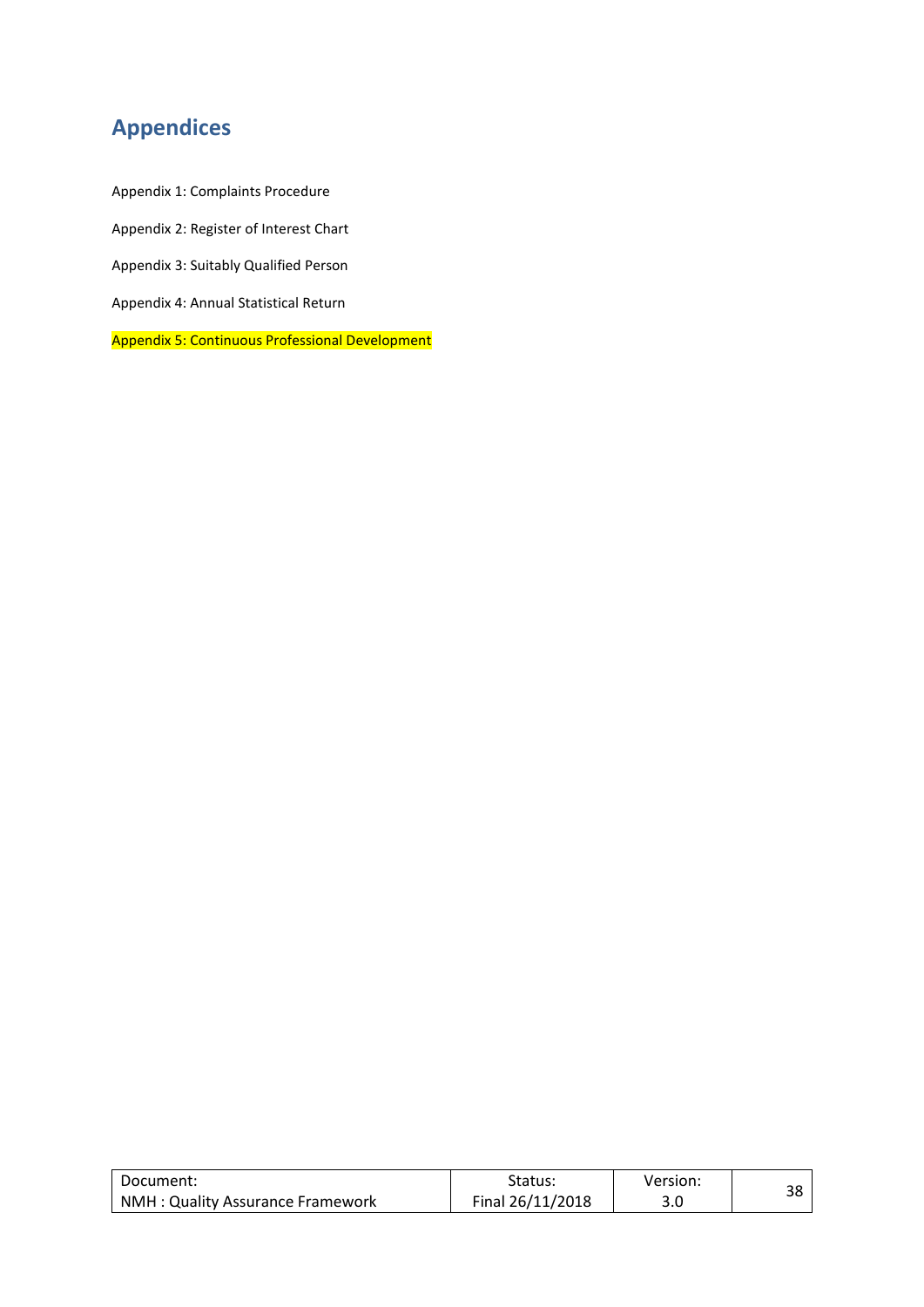# Appendices

Appendix 1: Complaints Procedure

Appendix 2: Register of Interest Chart

Appendix 3: Suitably Qualified Person

Appendix 4: Annual Statistical Return

Appendix 5: Continuous Professional Development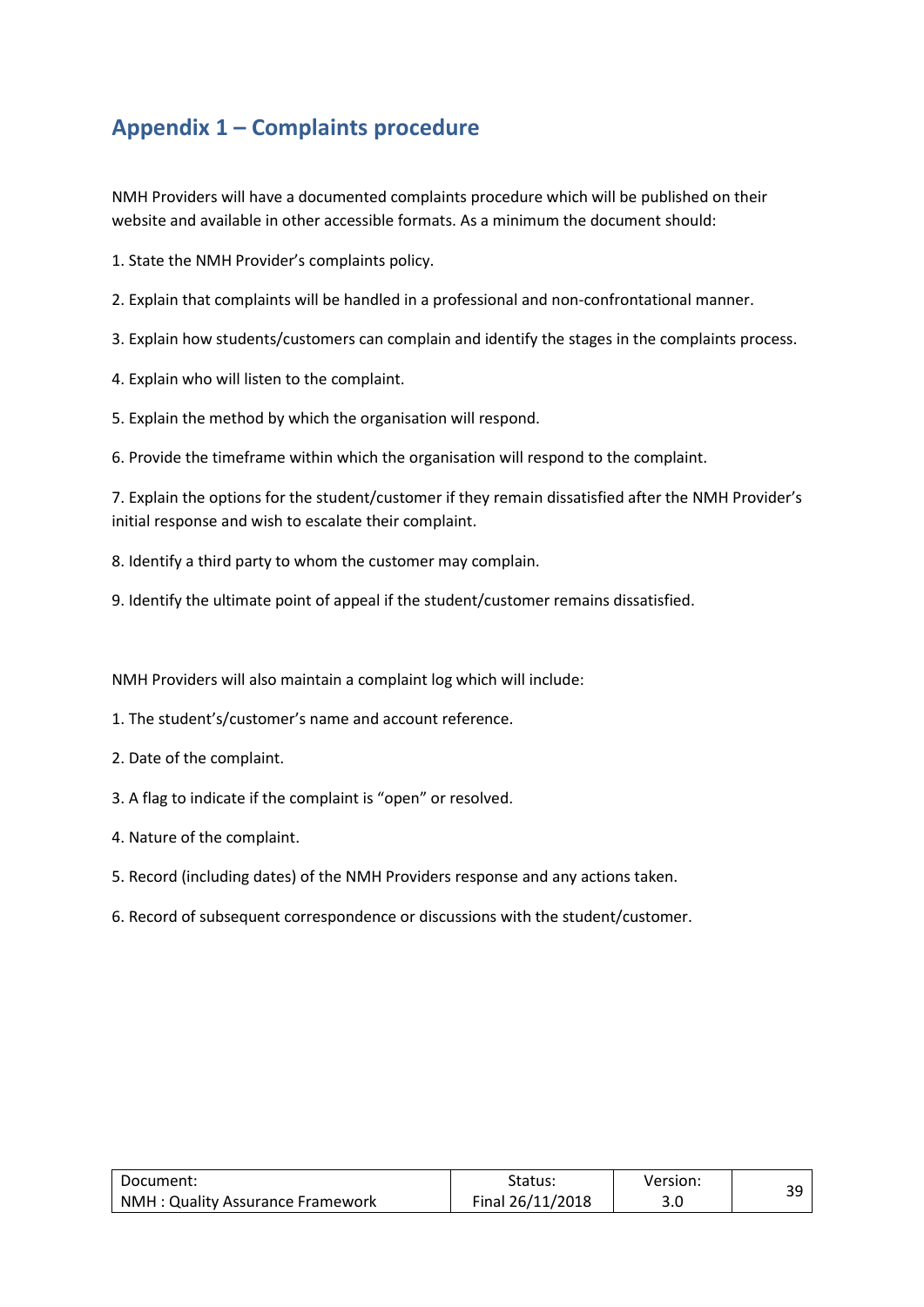## Appendix 1 – Complaints procedure

NMH Providers will have a documented complaints procedure which will be published on their website and available in other accessible formats. As a minimum the document should:

1. State the NMH Provider's complaints policy.
2. Explain that complaints will be handled in a professional and non-confrontational manner.
3. Explain how students/customers can complain and identify the stages in the complaints process.
4. Explain who will listen to the complaint.
5. Explain the method by which the organisation will respond.
6. Provide the timeframe within which the organisation will respond to the complaint.
7. Explain the options for the student/customer if they remain dissatisfied after the NMH Provider's initial response and wish to escalate their complaint.
8. Identify a third party to whom the customer may complain.
9. Identify the ultimate point of appeal if the student/customer remains dissatisfied.

NMH Providers will also maintain a complaint log which will include:

1. The student's/customer's name and account reference.
2. Date of the complaint.
3. A flag to indicate if the complaint is "open" or resolved.
4. Nature of the complaint.
5. Record (including dates) of the NMH Providers response and any actions taken.
6. Record of subsequent correspondence or discussions with the student/customer.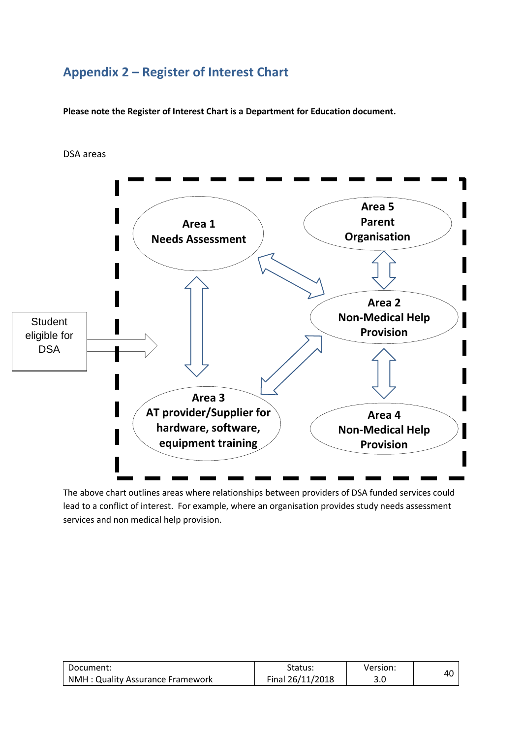## Appendix 2 – Register of Interest Chart

**Please note the Register of Interest Chart is a Department for Education document.**

DSA areas

Student eligible for DSA

**Area 1**
**Needs Assessment**

**Area 5**
**Parent Organisation**

**Area 2**
**Non-Medical Help Provision**

**Area 3**
**AT provider/Supplier for hardware, software, equipment training**

**Area 4**
**Non-Medical Help Provision**

The above chart outlines areas where relationships between providers of DSA funded services could lead to a conflict of interest. For example, where an organisation provides study needs assessment services and non medical help provision.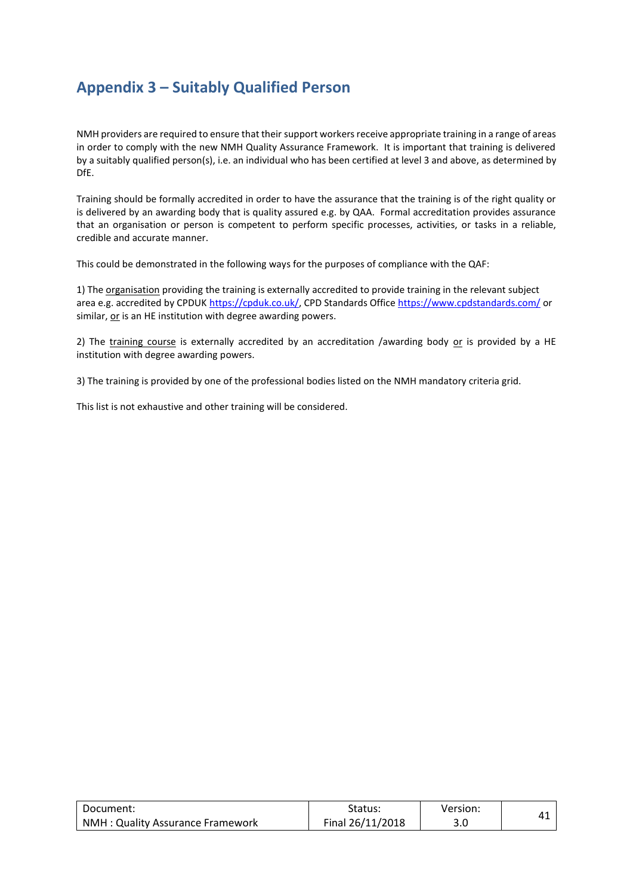## Appendix 3 – Suitably Qualified Person

NMH providers are required to ensure that their support workers receive appropriate training in a range of areas in order to comply with the new NMH Quality Assurance Framework. It is important that training is delivered by a suitably qualified person(s), i.e. an individual who has been certified at level 3 and above, as determined by DfE.

Training should be formally accredited in order to have the assurance that the training is of the right quality or is delivered by an awarding body that is quality assured e.g. by QAA. Formal accreditation provides assurance that an organisation or person is competent to perform specific processes, activities, or tasks in a reliable, credible and accurate manner.

This could be demonstrated in the following ways for the purposes of compliance with the QAF:

1) The organisation providing the training is externally accredited to provide training in the relevant subject area e.g. accredited by CPDUK https://cpduk.co.uk/, CPD Standards Office https://www.cpdstandards.com/ or similar, or is an HE institution with degree awarding powers.

2) The training course is externally accredited by an accreditation /awarding body or is provided by a HE institution with degree awarding powers.

3) The training is provided by one of the professional bodies listed on the NMH mandatory criteria grid.

This list is not exhaustive and other training will be considered.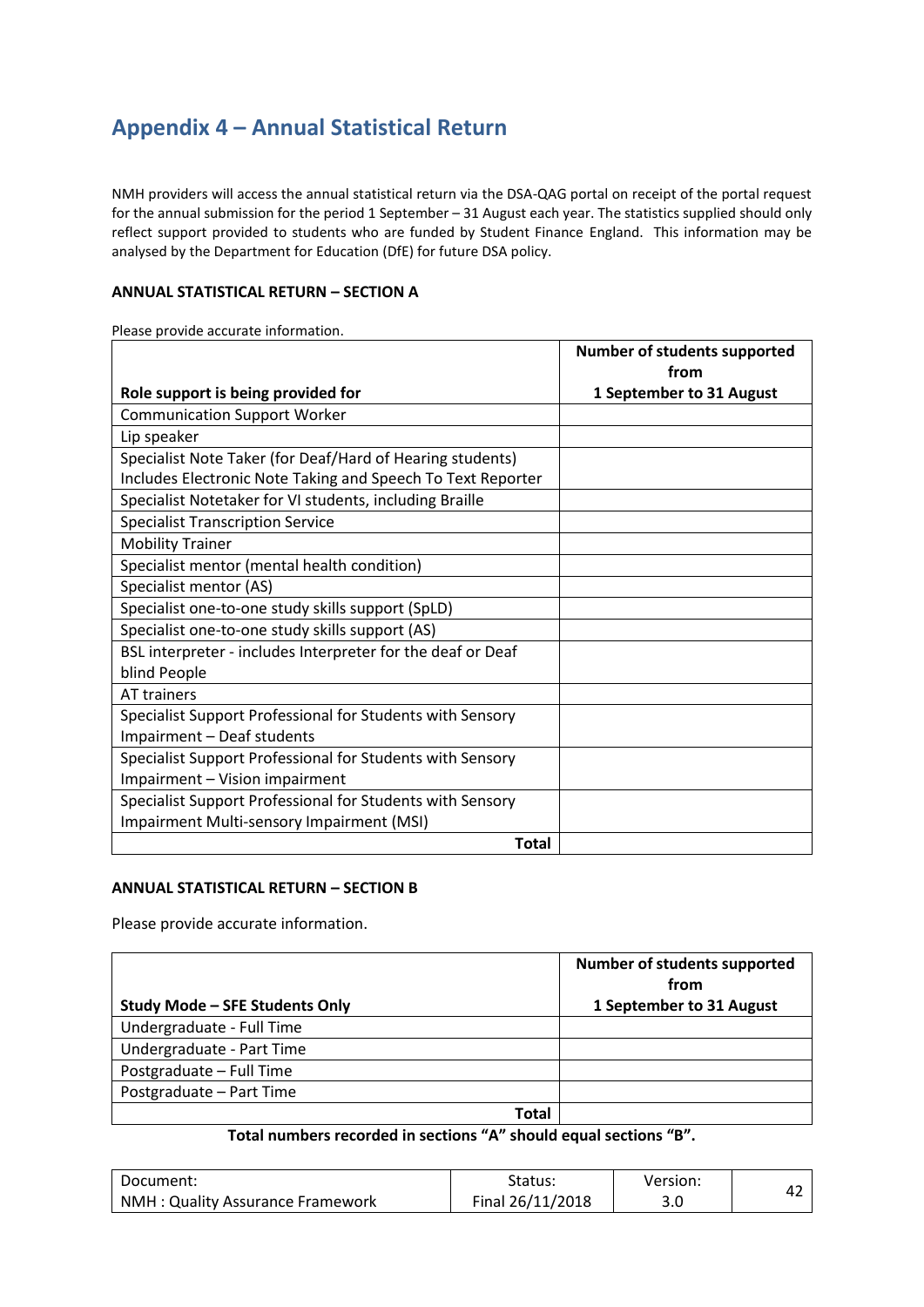# Appendix 4 – Annual Statistical Return

NMH providers will access the annual statistical return via the DSA-QAG portal on receipt of the portal request for the annual submission for the period 1 September – 31 August each year. The statistics supplied should only reflect support provided to students who are funded by Student Finance England. This information may be analysed by the Department for Education (DfE) for future DSA policy.

**ANNUAL STATISTICAL RETURN – SECTION A**

Please provide accurate information.

| Role support is being provided for | Number of students supported from 1 September to 31 August |
|---|---|
| Communication Support Worker | |
| Lip speaker | |
| Specialist Note Taker (for Deaf/Hard of Hearing students) Includes Electronic Note Taking and Speech To Text Reporter | |
| Specialist Notetaker for VI students, including Braille | |
| Specialist Transcription Service | |
| Mobility Trainer | |
| Specialist mentor (mental health condition) | |
| Specialist mentor (AS) | |
| Specialist one-to-one study skills support (SpLD) | |
| Specialist one-to-one study skills support (AS) | |
| BSL interpreter - includes Interpreter for the deaf or Deaf blind People | |
| AT trainers | |
| Specialist Support Professional for Students with Sensory Impairment – Deaf students | |
| Specialist Support Professional for Students with Sensory Impairment – Vision impairment | |
| Specialist Support Professional for Students with Sensory Impairment Multi-sensory Impairment (MSI) | |
| **Total** | |

**ANNUAL STATISTICAL RETURN – SECTION B**

Please provide accurate information.

| Study Mode – SFE Students Only | Number of students supported from 1 September to 31 August |
|---|---|
| Undergraduate - Full Time | |
| Undergraduate - Part Time | |
| Postgraduate – Full Time | |
| Postgraduate – Part Time | |
| **Total** | |

**Total numbers recorded in sections "A" should equal sections "B".**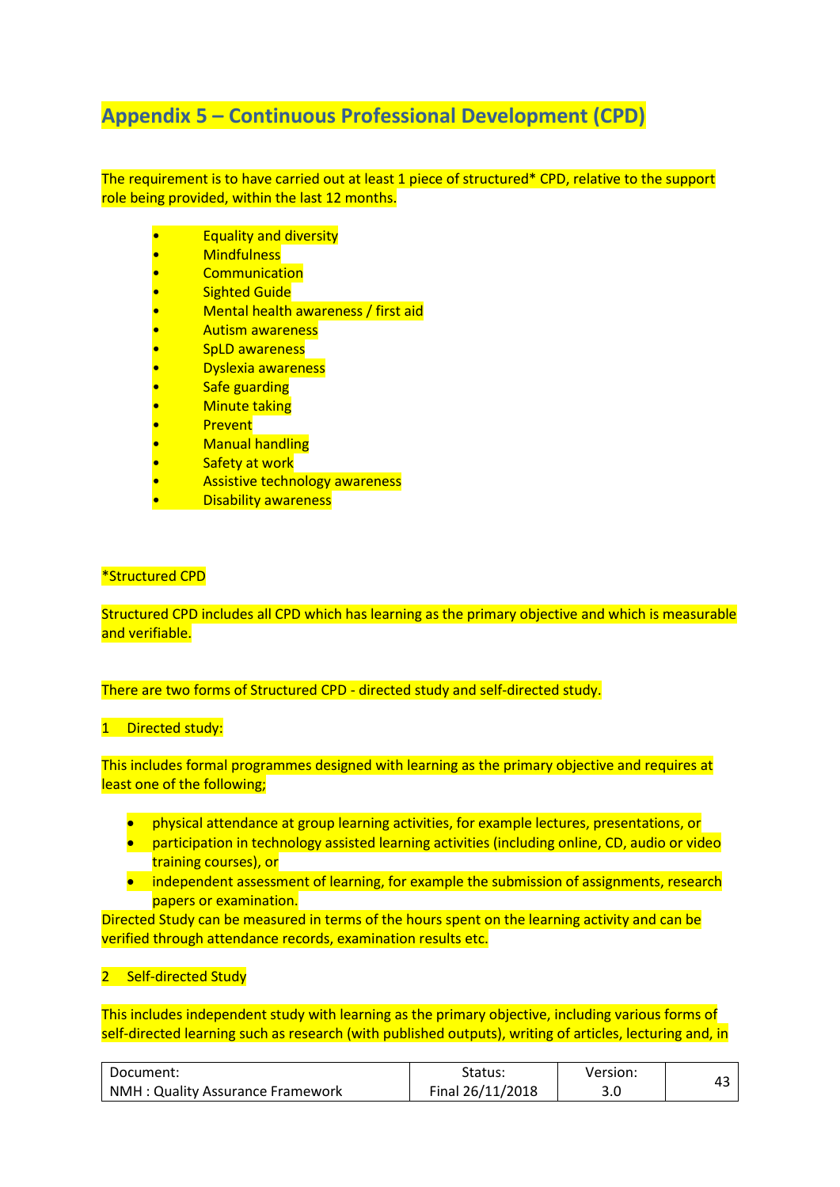## Appendix 5 – Continuous Professional Development (CPD)

The requirement is to have carried out at least 1 piece of structured* CPD, relative to the support role being provided, within the last 12 months.

- Equality and diversity
- Mindfulness
- Communication
- Sighted Guide
- Mental health awareness / first aid
- Autism awareness
- SpLD awareness
- Dyslexia awareness
- Safe guarding
- Minute taking
- Prevent
- Manual handling
- Safety at work
- Assistive technology awareness
- Disability awareness

*Structured CPD

Structured CPD includes all CPD which has learning as the primary objective and which is measurable and verifiable.

There are two forms of Structured CPD - directed study and self-directed study.

1 Directed study:

This includes formal programmes designed with learning as the primary objective and requires at least one of the following;

- physical attendance at group learning activities, for example lectures, presentations, or
- participation in technology assisted learning activities (including online, CD, audio or video training courses), or
- independent assessment of learning, for example the submission of assignments, research papers or examination.

Directed Study can be measured in terms of the hours spent on the learning activity and can be verified through attendance records, examination results etc.

2 Self-directed Study

This includes independent study with learning as the primary objective, including various forms of self-directed learning such as research (with published outputs), writing of articles, lecturing and, in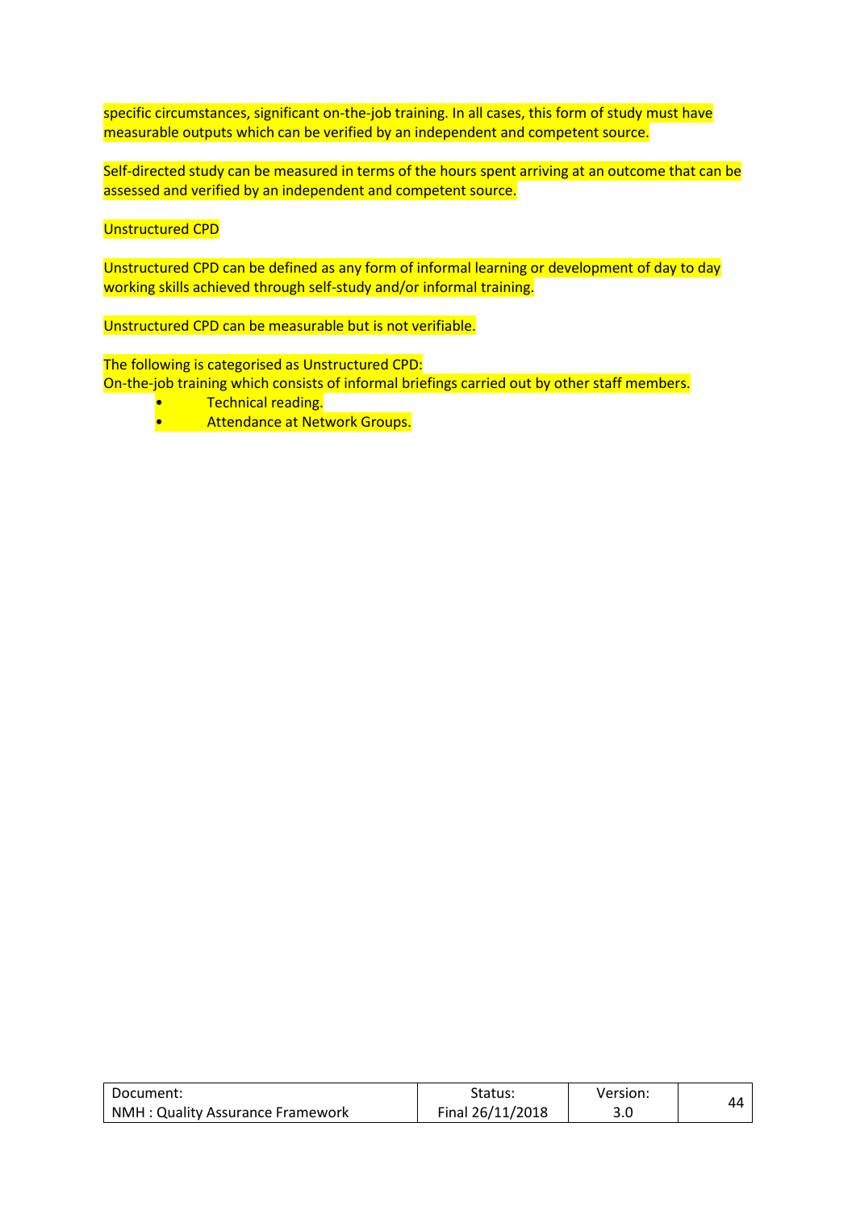specific circumstances, significant on-the-job training. In all cases, this form of study must have measurable outputs which can be verified by an independent and competent source.

Self-directed study can be measured in terms of the hours spent arriving at an outcome that can be assessed and verified by an independent and competent source.

Unstructured CPD

Unstructured CPD can be defined as any form of informal learning or development of day to day working skills achieved through self-study and/or informal training.

Unstructured CPD can be measurable but is not verifiable.

The following is categorised as Unstructured CPD:
On-the-job training which consists of informal briefings carried out by other staff members.

- Technical reading.
- Attendance at Network Groups.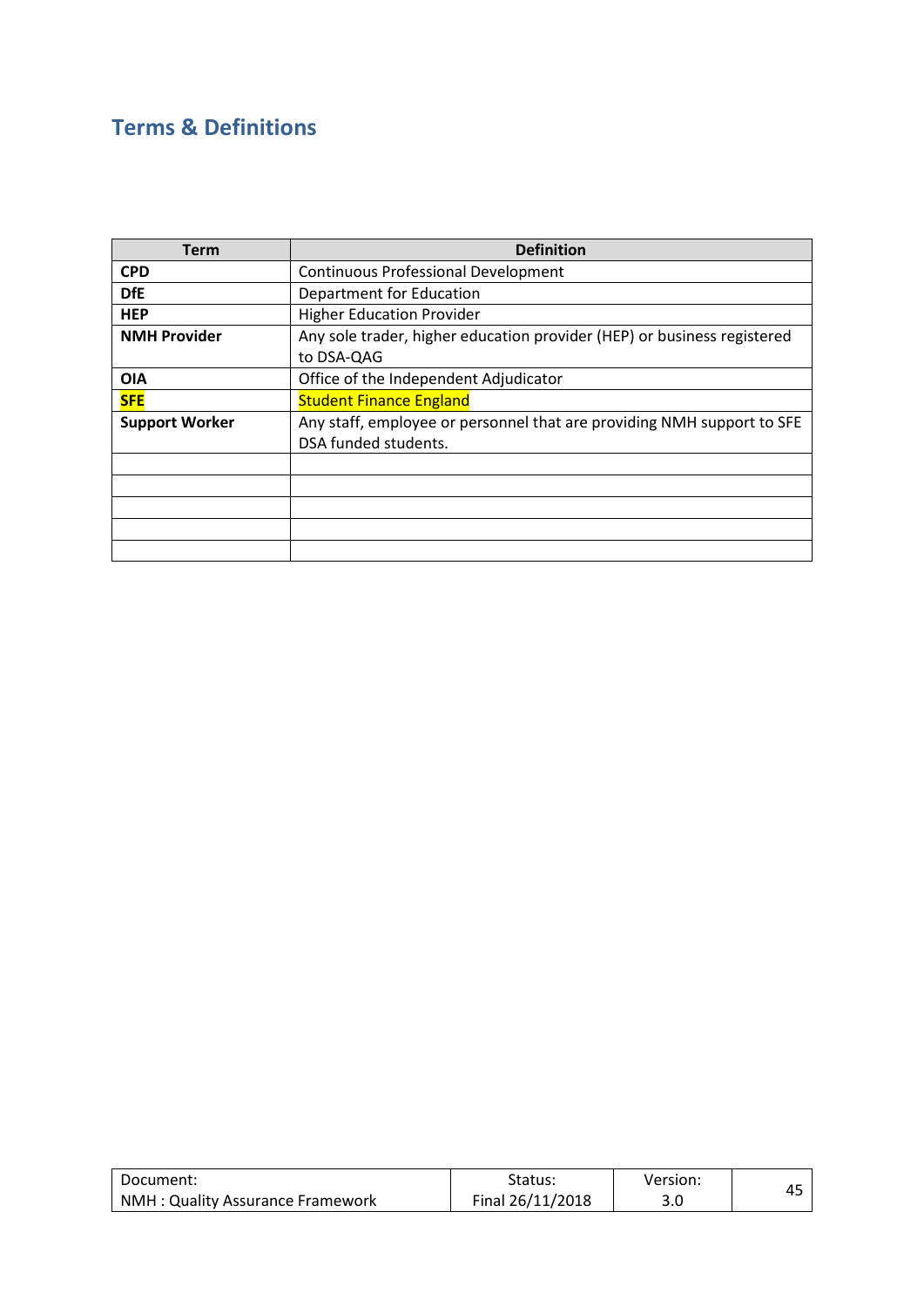## Terms & Definitions

| Term | Definition |
|---|---|
| **CPD** | Continuous Professional Development |
| **DfE** | Department for Education |
| **HEP** | Higher Education Provider |
| **NMH Provider** | Any sole trader, higher education provider (HEP) or business registered to DSA-QAG |
| **OIA** | Office of the Independent Adjudicator |
| **SFE** | Student Finance England |
| **Support Worker** | Any staff, employee or personnel that are providing NMH support to SFE DSA funded students. |
| | |
| | |
| | |
| | |
| | |